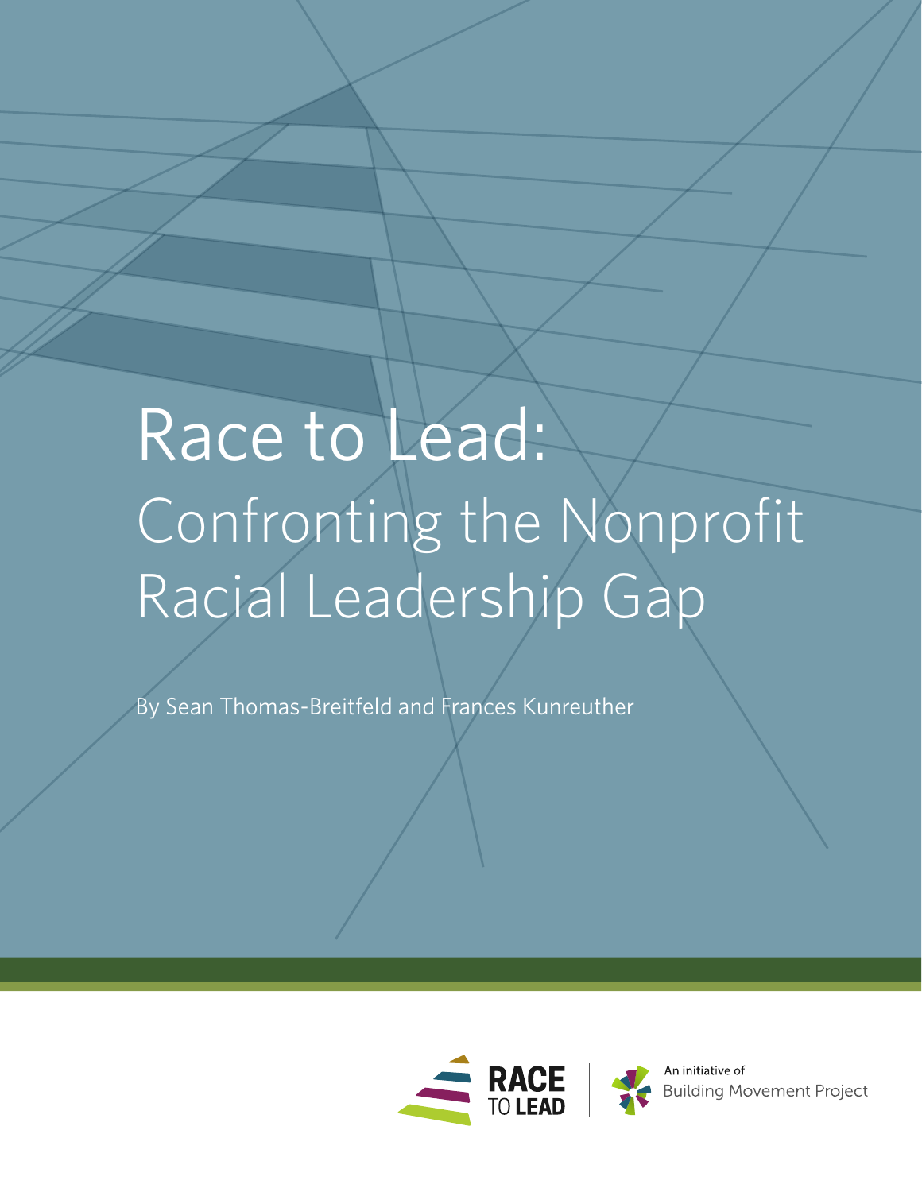# Race to Lead: Confronting the Nonprofit Racial Leadership Gap

By Sean Thomas-Breitfeld and Frances Kunreuther

RACE TO LEAD

An initiative of Building Movement Project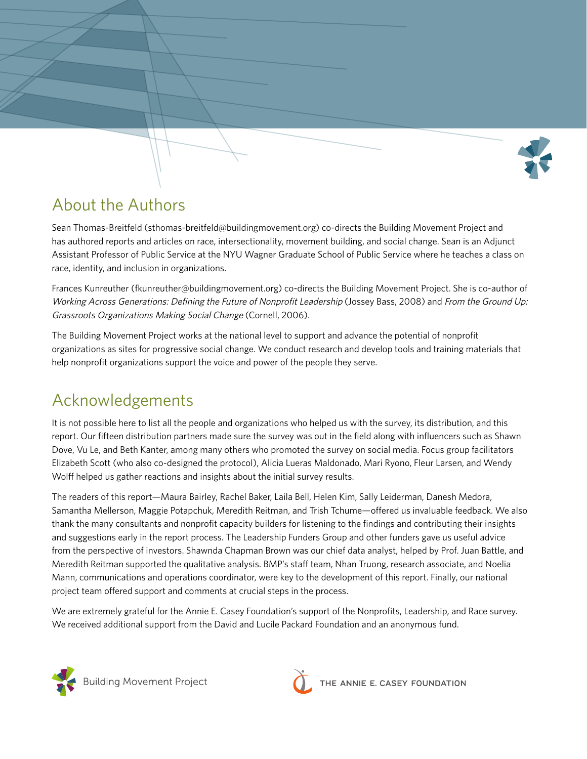## About the Authors

Sean Thomas-Breitfeld (sthomas-breitfeld@buildingmovement.org) co-directs the Building Movement Project and has authored reports and articles on race, intersectionality, movement building, and social change. Sean is an Adjunct Assistant Professor of Public Service at the NYU Wagner Graduate School of Public Service where he teaches a class on race, identity, and inclusion in organizations.

Frances Kunreuther (fkunreuther@buildingmovement.org) co-directs the Building Movement Project. She is co-author of *Working Across Generations: Defining the Future of Nonprofit Leadership* (Jossey Bass, 2008) and *From the Ground Up: Grassroots Organizations Making Social Change* (Cornell, 2006).

The Building Movement Project works at the national level to support and advance the potential of nonprofit organizations as sites for progressive social change. We conduct research and develop tools and training materials that help nonprofit organizations support the voice and power of the people they serve.

## Acknowledgements

It is not possible here to list all the people and organizations who helped us with the survey, its distribution, and this report. Our fifteen distribution partners made sure the survey was out in the field along with influencers such as Shawn Dove, Vu Le, and Beth Kanter, among many others who promoted the survey on social media. Focus group facilitators Elizabeth Scott (who also co-designed the protocol), Alicia Lueras Maldonado, Mari Ryono, Fleur Larsen, and Wendy Wolff helped us gather reactions and insights about the initial survey results.

The readers of this report—Maura Bairley, Rachel Baker, Laila Bell, Helen Kim, Sally Leiderman, Danesh Medora, Samantha Mellerson, Maggie Potapchuk, Meredith Reitman, and Trish Tchume—offered us invaluable feedback. We also thank the many consultants and nonprofit capacity builders for listening to the findings and contributing their insights and suggestions early in the report process. The Leadership Funders Group and other funders gave us useful advice from the perspective of investors. Shawnda Chapman Brown was our chief data analyst, helped by Prof. Juan Battle, and Meredith Reitman supported the qualitative analysis. BMP's staff team, Nhan Truong, research associate, and Noelia Mann, communications and operations coordinator, were key to the development of this report. Finally, our national project team offered support and comments at crucial steps in the process.

We are extremely grateful for the Annie E. Casey Foundation's support of the Nonprofits, Leadership, and Race survey. We received additional support from the David and Lucile Packard Foundation and an anonymous fund.

Building Movement Project

THE ANNIE E. CASEY FOUNDATION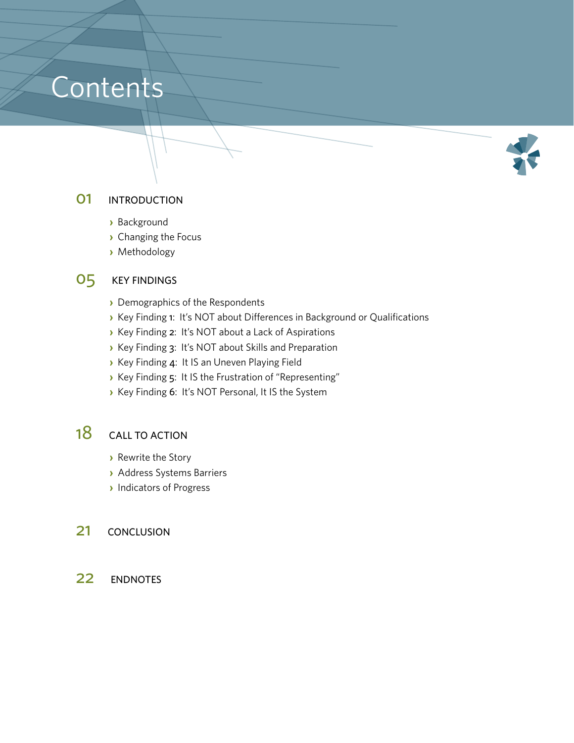# Contents

**01** INTRODUCTION

- Background
- Changing the Focus
- Methodology

**05** KEY FINDINGS

- Demographics of the Respondents
- Key Finding 1: It's NOT about Differences in Background or Qualifications
- Key Finding 2: It's NOT about a Lack of Aspirations
- Key Finding 3: It's NOT about Skills and Preparation
- Key Finding 4: It IS an Uneven Playing Field
- Key Finding 5: It IS the Frustration of "Representing"
- Key Finding 6: It's NOT Personal, It IS the System

**18** CALL TO ACTION

- Rewrite the Story
- Address Systems Barriers
- Indicators of Progress

**21** CONCLUSION

**22** ENDNOTES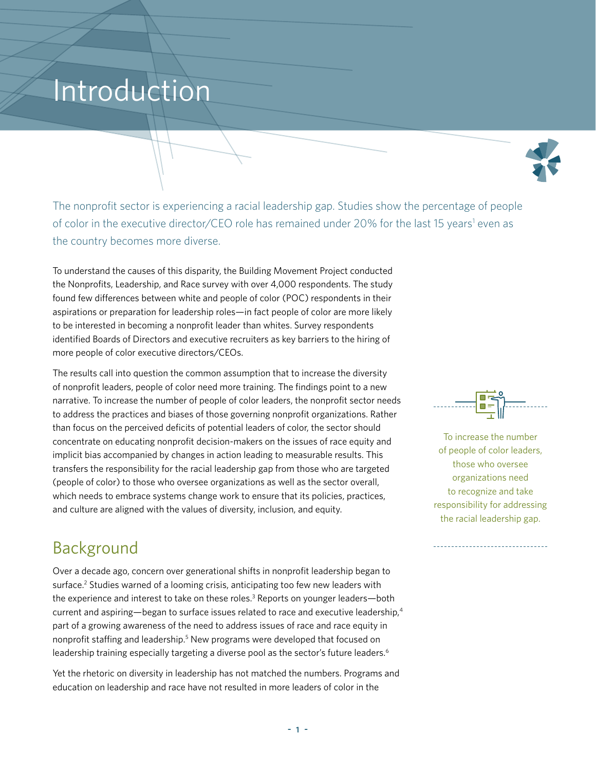# Introduction

The nonprofit sector is experiencing a racial leadership gap. Studies show the percentage of people of color in the executive director/CEO role has remained under 20% for the last 15 years[1] even as the country becomes more diverse.

To understand the causes of this disparity, the Building Movement Project conducted the Nonprofits, Leadership, and Race survey with over 4,000 respondents. The study found few differences between white and people of color (POC) respondents in their aspirations or preparation for leadership roles—in fact people of color are more likely to be interested in becoming a nonprofit leader than whites. Survey respondents identified Boards of Directors and executive recruiters as key barriers to the hiring of more people of color executive directors/CEOs.

The results call into question the common assumption that to increase the diversity of nonprofit leaders, people of color need more training. The findings point to a new narrative. To increase the number of people of color leaders, the nonprofit sector needs to address the practices and biases of those governing nonprofit organizations. Rather than focus on the perceived deficits of potential leaders of color, the sector should concentrate on educating nonprofit decision-makers on the issues of race equity and implicit bias accompanied by changes in action leading to measurable results. This transfers the responsibility for the racial leadership gap from those who are targeted (people of color) to those who oversee organizations as well as the sector overall, which needs to embrace systems change work to ensure that its policies, practices, and culture are aligned with the values of diversity, inclusion, and equity.

> To increase the number of people of color leaders, those who oversee organizations need to recognize and take responsibility for addressing the racial leadership gap.

## Background

Over a decade ago, concern over generational shifts in nonprofit leadership began to surface.[2] Studies warned of a looming crisis, anticipating too few new leaders with the experience and interest to take on these roles.[3] Reports on younger leaders—both current and aspiring—began to surface issues related to race and executive leadership,[4] part of a growing awareness of the need to address issues of race and race equity in nonprofit staffing and leadership.[5] New programs were developed that focused on leadership training especially targeting a diverse pool as the sector's future leaders.[6]

Yet the rhetoric on diversity in leadership has not matched the numbers. Programs and education on leadership and race have not resulted in more leaders of color in the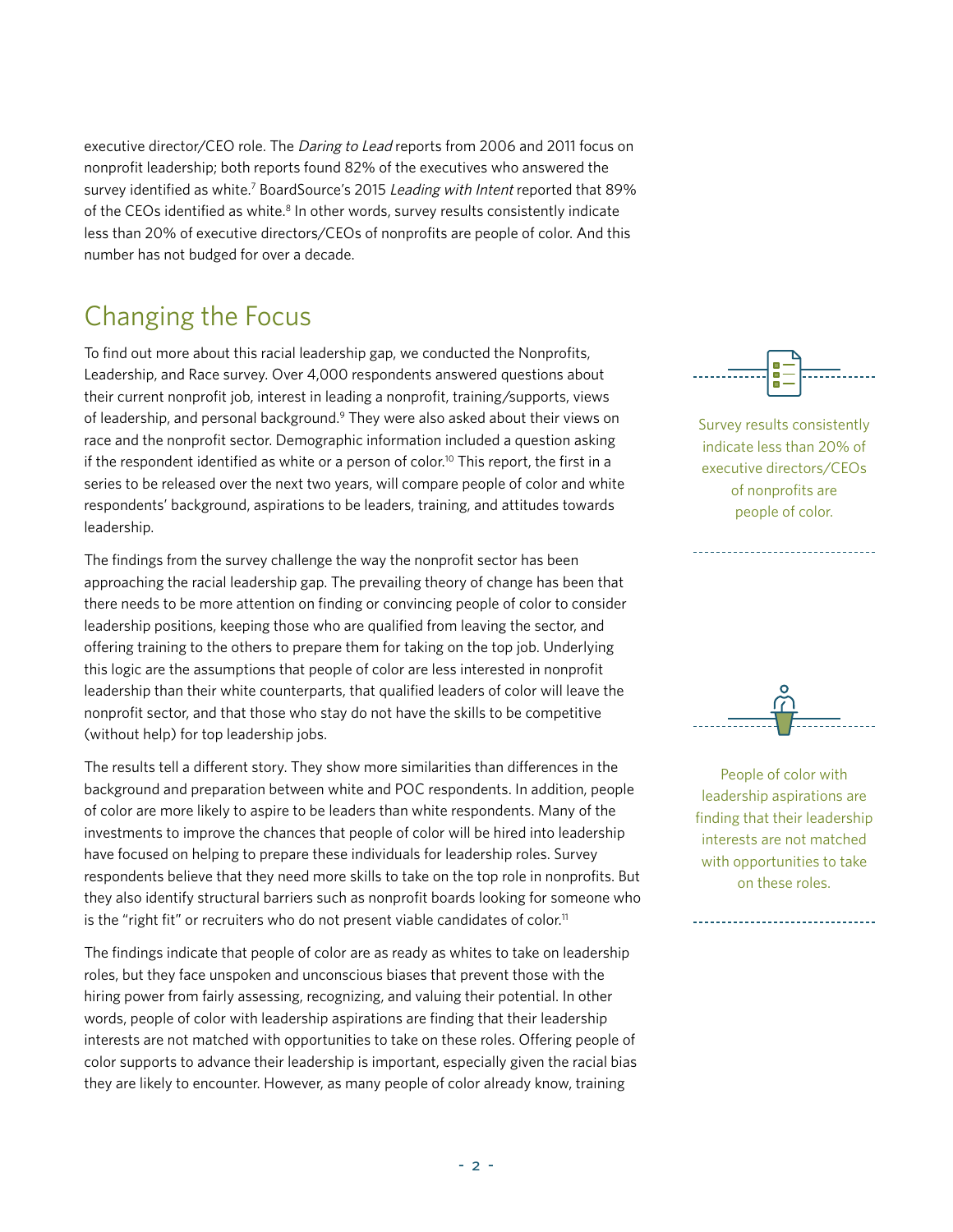executive director/CEO role. The *Daring to Lead* reports from 2006 and 2011 focus on nonprofit leadership; both reports found 82% of the executives who answered the survey identified as white.[7] BoardSource's 2015 *Leading with Intent* reported that 89% of the CEOs identified as white.[8] In other words, survey results consistently indicate less than 20% of executive directors/CEOs of nonprofits are people of color. And this number has not budged for over a decade.

## Changing the Focus

To find out more about this racial leadership gap, we conducted the Nonprofits, Leadership, and Race survey. Over 4,000 respondents answered questions about their current nonprofit job, interest in leading a nonprofit, training/supports, views of leadership, and personal background.[9] They were also asked about their views on race and the nonprofit sector. Demographic information included a question asking if the respondent identified as white or a person of color.[10] This report, the first in a series to be released over the next two years, will compare people of color and white respondents' background, aspirations to be leaders, training, and attitudes towards leadership.

Survey results consistently indicate less than 20% of executive directors/CEOs of nonprofits are people of color.

The findings from the survey challenge the way the nonprofit sector has been approaching the racial leadership gap. The prevailing theory of change has been that there needs to be more attention on finding or convincing people of color to consider leadership positions, keeping those who are qualified from leaving the sector, and offering training to the others to prepare them for taking on the top job. Underlying this logic are the assumptions that people of color are less interested in nonprofit leadership than their white counterparts, that qualified leaders of color will leave the nonprofit sector, and that those who stay do not have the skills to be competitive (without help) for top leadership jobs.

The results tell a different story. They show more similarities than differences in the background and preparation between white and POC respondents. In addition, people of color are more likely to aspire to be leaders than white respondents. Many of the investments to improve the chances that people of color will be hired into leadership have focused on helping to prepare these individuals for leadership roles. Survey respondents believe that they need more skills to take on the top role in nonprofits. But they also identify structural barriers such as nonprofit boards looking for someone who is the "right fit" or recruiters who do not present viable candidates of color.[11]

People of color with leadership aspirations are finding that their leadership interests are not matched with opportunities to take on these roles.

The findings indicate that people of color are as ready as whites to take on leadership roles, but they face unspoken and unconscious biases that prevent those with the hiring power from fairly assessing, recognizing, and valuing their potential. In other words, people of color with leadership aspirations are finding that their leadership interests are not matched with opportunities to take on these roles. Offering people of color supports to advance their leadership is important, especially given the racial bias they are likely to encounter. However, as many people of color already know, training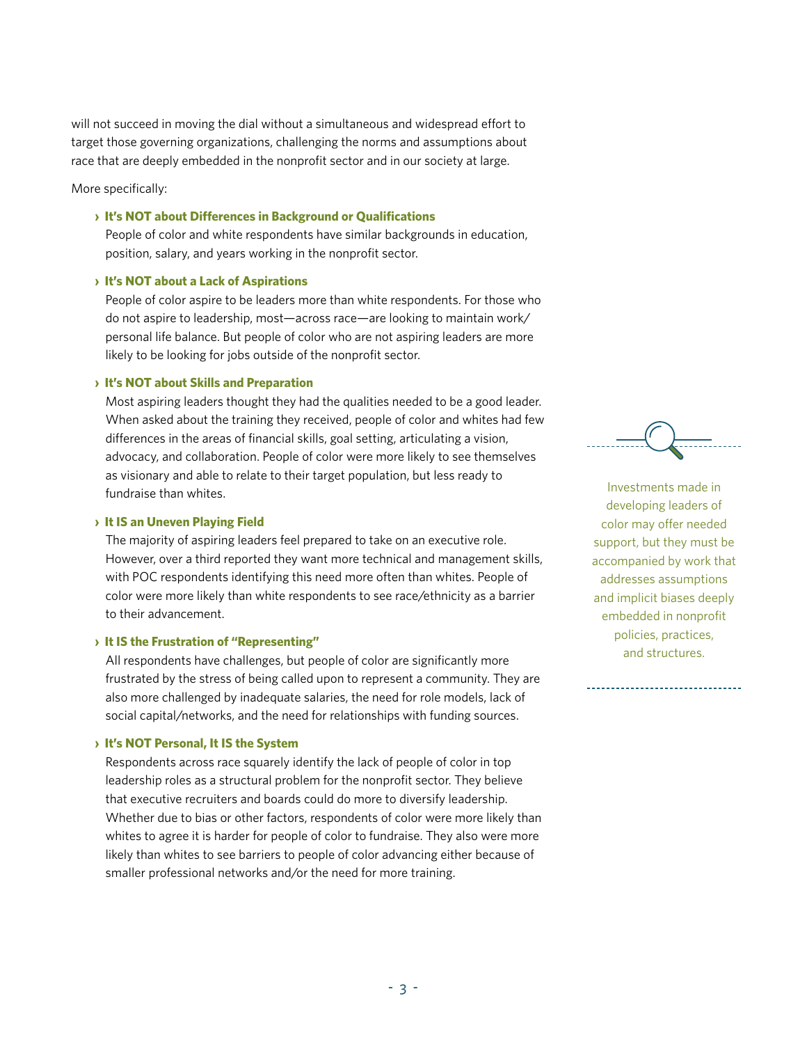will not succeed in moving the dial without a simultaneous and widespread effort to target those governing organizations, challenging the norms and assumptions about race that are deeply embedded in the nonprofit sector and in our society at large.

More specifically:

› **It's NOT about Differences in Background or Qualifications**
People of color and white respondents have similar backgrounds in education, position, salary, and years working in the nonprofit sector.

› **It's NOT about a Lack of Aspirations**
People of color aspire to be leaders more than white respondents. For those who do not aspire to leadership, most—across race—are looking to maintain work/personal life balance. But people of color who are not aspiring leaders are more likely to be looking for jobs outside of the nonprofit sector.

› **It's NOT about Skills and Preparation**
Most aspiring leaders thought they had the qualities needed to be a good leader. When asked about the training they received, people of color and whites had few differences in the areas of financial skills, goal setting, articulating a vision, advocacy, and collaboration. People of color were more likely to see themselves as visionary and able to relate to their target population, but less ready to fundraise than whites.

› **It IS an Uneven Playing Field**
The majority of aspiring leaders feel prepared to take on an executive role. However, over a third reported they want more technical and management skills, with POC respondents identifying this need more often than whites. People of color were more likely than white respondents to see race/ethnicity as a barrier to their advancement.

› **It IS the Frustration of "Representing"**
All respondents have challenges, but people of color are significantly more frustrated by the stress of being called upon to represent a community. They are also more challenged by inadequate salaries, the need for role models, lack of social capital/networks, and the need for relationships with funding sources.

› **It's NOT Personal, It IS the System**
Respondents across race squarely identify the lack of people of color in top leadership roles as a structural problem for the nonprofit sector. They believe that executive recruiters and boards could do more to diversify leadership. Whether due to bias or other factors, respondents of color were more likely than whites to agree it is harder for people of color to fundraise. They also were more likely than whites to see barriers to people of color advancing either because of smaller professional networks and/or the need for more training.

Investments made in developing leaders of color may offer needed support, but they must be accompanied by work that addresses assumptions and implicit biases deeply embedded in nonprofit policies, practices, and structures.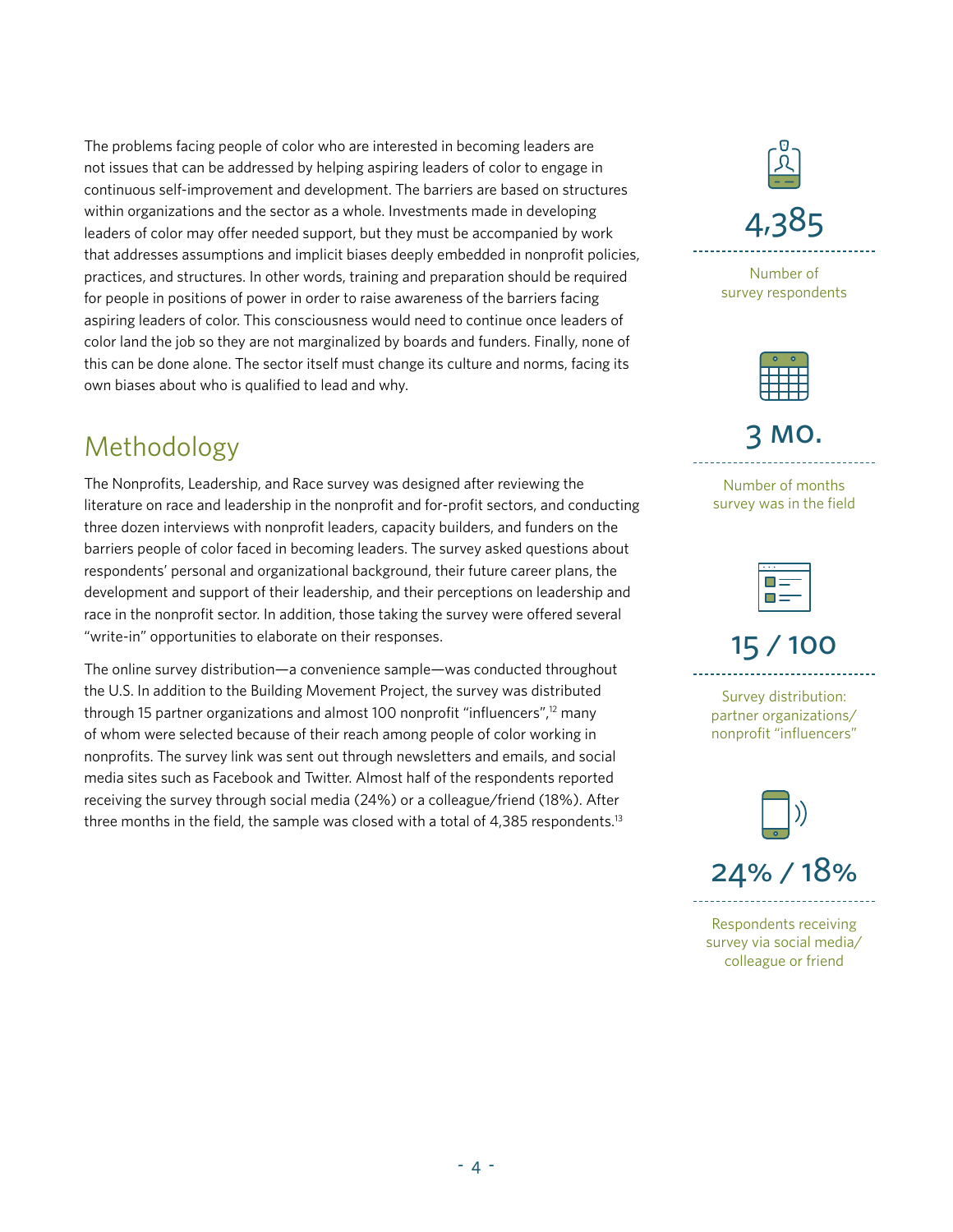The problems facing people of color who are interested in becoming leaders are not issues that can be addressed by helping aspiring leaders of color to engage in continuous self-improvement and development. The barriers are based on structures within organizations and the sector as a whole. Investments made in developing leaders of color may offer needed support, but they must be accompanied by work that addresses assumptions and implicit biases deeply embedded in nonprofit policies, practices, and structures. In other words, training and preparation should be required for people in positions of power in order to raise awareness of the barriers facing aspiring leaders of color. This consciousness would need to continue once leaders of color land the job so they are not marginalized by boards and funders. Finally, none of this can be done alone. The sector itself must change its culture and norms, facing its own biases about who is qualified to lead and why.

## Methodology

The Nonprofits, Leadership, and Race survey was designed after reviewing the literature on race and leadership in the nonprofit and for-profit sectors, and conducting three dozen interviews with nonprofit leaders, capacity builders, and funders on the barriers people of color faced in becoming leaders. The survey asked questions about respondents' personal and organizational background, their future career plans, the development and support of their leadership, and their perceptions on leadership and race in the nonprofit sector. In addition, those taking the survey were offered several "write-in" opportunities to elaborate on their responses.

The online survey distribution—a convenience sample—was conducted throughout the U.S. In addition to the Building Movement Project, the survey was distributed through 15 partner organizations and almost 100 nonprofit "influencers",[12] many of whom were selected because of their reach among people of color working in nonprofits. The survey link was sent out through newsletters and emails, and social media sites such as Facebook and Twitter. Almost half of the respondents reported receiving the survey through social media (24%) or a colleague/friend (18%). After three months in the field, the sample was closed with a total of 4,385 respondents.[13]

**4,385**
Number of survey respondents

**3 MO.**
Number of months survey was in the field

**15 / 100**
Survey distribution: partner organizations/ nonprofit "influencers"

**24% / 18%**
Respondents receiving survey via social media/ colleague or friend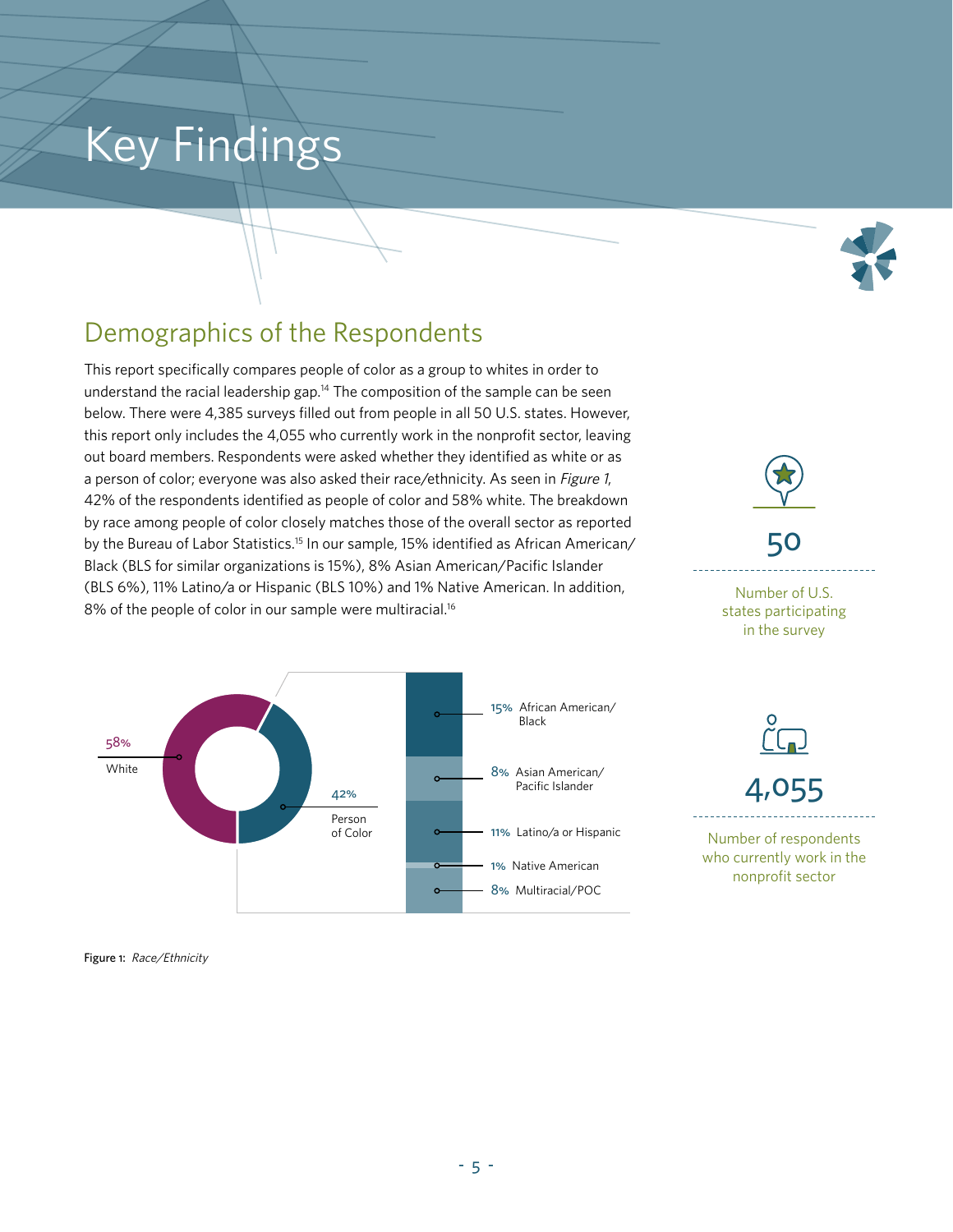# Key Findings

## Demographics of the Respondents

This report specifically compares people of color as a group to whites in order to understand the racial leadership gap.[14] The composition of the sample can be seen below. There were 4,385 surveys filled out from people in all 50 U.S. states. However, this report only includes the 4,055 who currently work in the nonprofit sector, leaving out board members. Respondents were asked whether they identified as white or as a person of color; everyone was also asked their race/ethnicity. As seen in *Figure 1*, 42% of the respondents identified as people of color and 58% white. The breakdown by race among people of color closely matches those of the overall sector as reported by the Bureau of Labor Statistics.[15] In our sample, 15% identified as African American/Black (BLS for similar organizations is 15%), 8% Asian American/Pacific Islander (BLS 6%), 11% Latino/a or Hispanic (BLS 10%) and 1% Native American. In addition, 8% of the people of color in our sample were multiracial.[16]

**50**

Number of U.S. states participating in the survey

**4,055**

Number of respondents who currently work in the nonprofit sector

58% White

42% Person of Color

15% African American/Black

8% Asian American/Pacific Islander

11% Latino/a or Hispanic

1% Native American

8% Multiracial/POC

Figure 1: *Race/Ethnicity*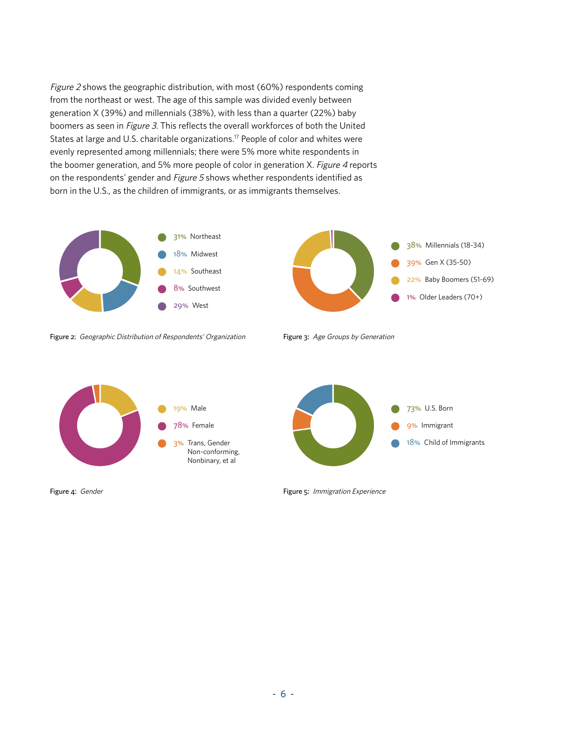*Figure 2* shows the geographic distribution, with most (60%) respondents coming from the northeast or west. The age of this sample was divided evenly between generation X (39%) and millennials (38%), with less than a quarter (22%) baby boomers as seen in *Figure 3*. This reflects the overall workforces of both the United States at large and U.S. charitable organizations.[17] People of color and whites were evenly represented among millennials; there were 5% more white respondents in the boomer generation, and 5% more people of color in generation X. *Figure 4* reports on the respondents' gender and *Figure 5* shows whether respondents identified as born in the U.S., as the children of immigrants, or as immigrants themselves.

- 31% Northeast
- 18% Midwest
- 14% Southeast
- 8% Southwest
- 29% West

Figure 2: *Geographic Distribution of Respondents' Organization*

- 38% Millennials (18-34)
- 39% Gen X (35-50)
- 22% Baby Boomers (51-69)
- 1% Older Leaders (70+)

Figure 3: *Age Groups by Generation*

- 19% Male
- 78% Female
- 3% Trans, Gender Non-conforming, Nonbinary, et al

Figure 4: *Gender*

- 73% U.S. Born
- 9% Immigrant
- 18% Child of Immigrants

Figure 5: *Immigration Experience*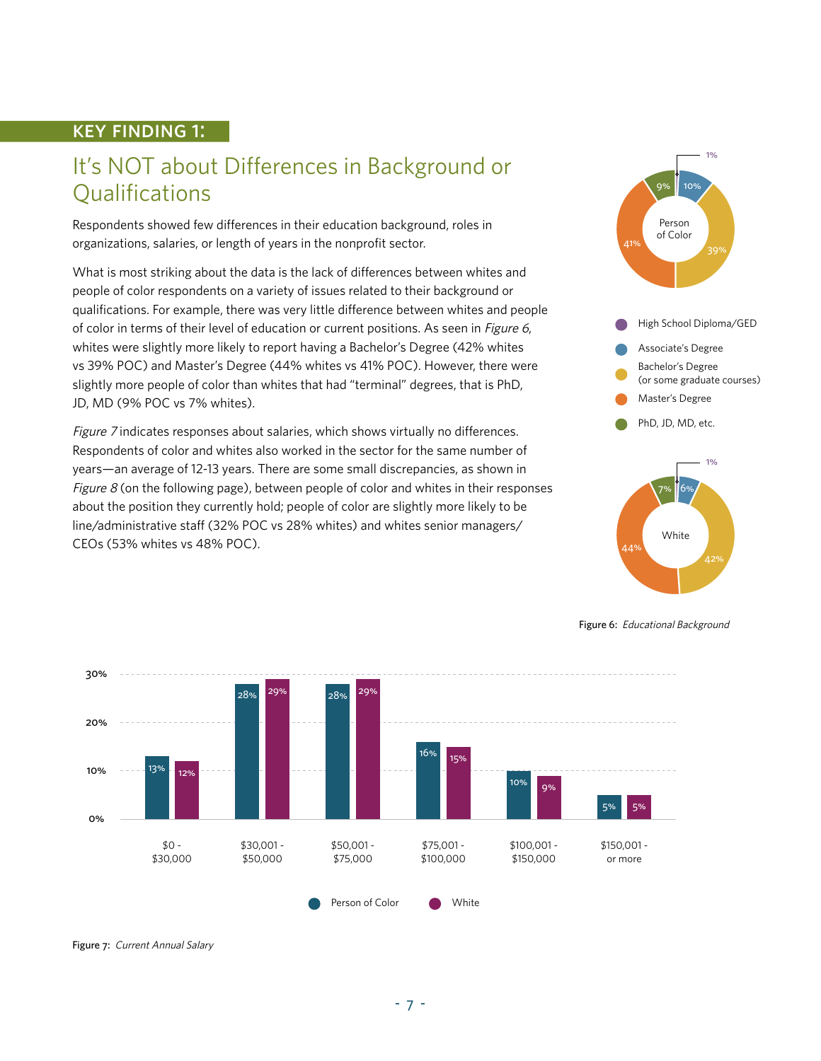## KEY FINDING 1:

# It's NOT about Differences in Background or Qualifications

Respondents showed few differences in their education background, roles in organizations, salaries, or length of years in the nonprofit sector.

What is most striking about the data is the lack of differences between whites and people of color respondents on a variety of issues related to their background or qualifications. For example, there was very little difference between whites and people of color in terms of their level of education or current positions. As seen in *Figure 6*, whites were slightly more likely to report having a Bachelor's Degree (42% whites vs 39% POC) and Master's Degree (44% whites vs 41% POC). However, there were slightly more people of color than whites that had "terminal" degrees, that is PhD, JD, MD (9% POC vs 7% whites).

*Figure 7* indicates responses about salaries, which shows virtually no differences. Respondents of color and whites also worked in the sector for the same number of years—an average of 12-13 years. There are some small discrepancies, as shown in *Figure 8* (on the following page), between people of color and whites in their responses about the position they currently hold; people of color are slightly more likely to be line/administrative staff (32% POC vs 28% whites) and whites senior managers/CEOs (53% whites vs 48% POC).

| Education | Person of Color | White |
|---|---|---|
| High School Diploma/GED | 1% | 1% |
| Associate's Degree | 10% | 6% |
| Bachelor's Degree (or some graduate courses) | 39% | 42% |
| Master's Degree | 41% | 44% |
| PhD, JD, MD, etc. | 9% | 7% |

Figure 6: *Educational Background*

| Salary | Person of Color | White |
|---|---|---|
| $0 - $30,000 | 13% | 12% |
| $30,001 - $50,000 | 28% | 29% |
| $50,001 - $75,000 | 28% | 29% |
| $75,001 - $100,000 | 16% | 15% |
| $100,001 - $150,000 | 10% | 9% |
| $150,001 - or more | 5% | 5% |

Figure 7: *Current Annual Salary*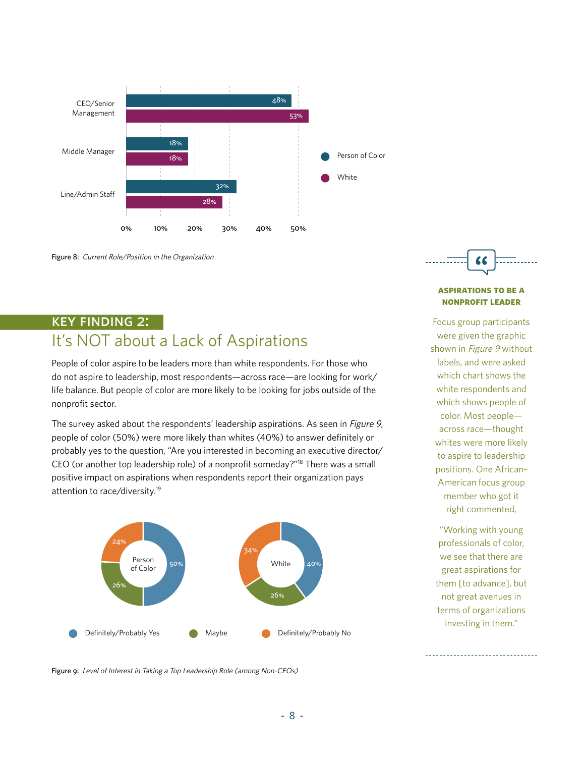| Role | Person of Color | White |
|---|---|---|
| CEO/Senior Management | 48% | 53% |
| Middle Manager | 18% | 18% |
| Line/Admin Staff | 32% | 28% |

Figure 8: *Current Role/Position in the Organization*

## KEY FINDING 2:

# It's NOT about a Lack of Aspirations

People of color aspire to be leaders more than white respondents. For those who do not aspire to leadership, most respondents—across race—are looking for work/life balance. But people of color are more likely to be looking for jobs outside of the nonprofit sector.

The survey asked about the respondents' leadership aspirations. As seen in *Figure 9*, people of color (50%) were more likely than whites (40%) to answer definitely or probably yes to the question, "Are you interested in becoming an executive director/CEO (or another top leadership role) of a nonprofit someday?"[18] There was a small positive impact on aspirations when respondents report their organization pays attention to race/diversity.[19]

| | Definitely/Probably Yes | Maybe | Definitely/Probably No |
|---|---|---|---|
| Person of Color | 50% | 26% | 24% |
| White | 40% | 26% | 34% |

Figure 9: *Level of Interest in Taking a Top Leadership Role (among Non-CEOs)*

**ASPIRATIONS TO BE A NONPROFIT LEADER**

Focus group participants were given the graphic shown in *Figure 9* without labels, and were asked which chart shows the white respondents and which shows people of color. Most people—across race—thought whites were more likely to aspire to leadership positions. One African-American focus group member who got it right commented,

"Working with young professionals of color, we see that there are great aspirations for them [to advance], but not great avenues in terms of organizations investing in them."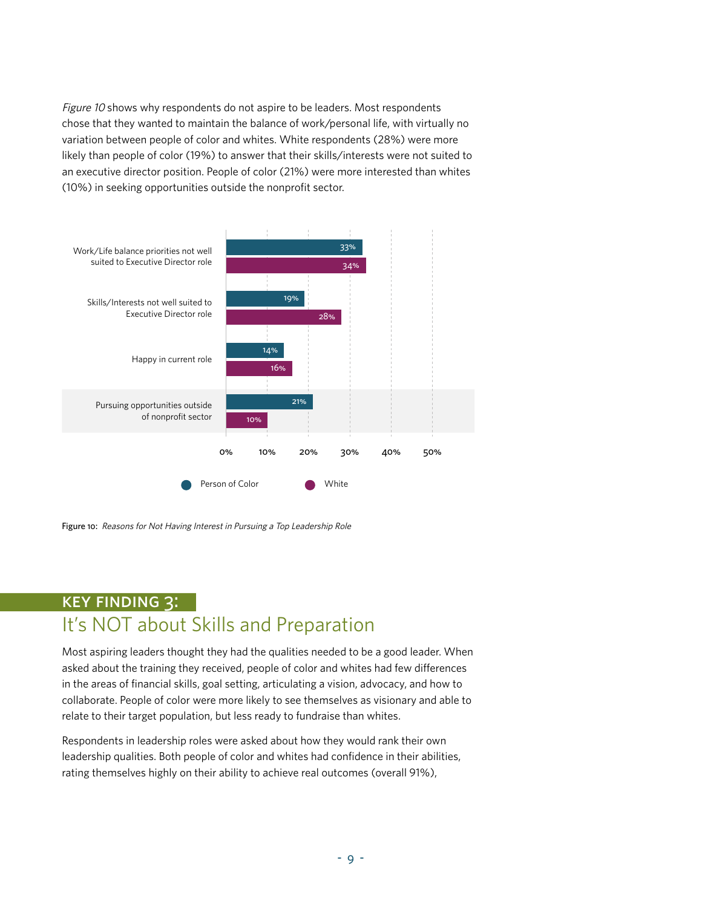*Figure 10* shows why respondents do not aspire to be leaders. Most respondents chose that they wanted to maintain the balance of work/personal life, with virtually no variation between people of color and whites. White respondents (28%) were more likely than people of color (19%) to answer that their skills/interests were not suited to an executive director position. People of color (21%) were more interested than whites (10%) in seeking opportunities outside the nonprofit sector.

| Reason | Person of Color | White |
|---|---|---|
| Work/Life balance priorities not well suited to Executive Director role | 33% | 34% |
| Skills/Interests not well suited to Executive Director role | 19% | 28% |
| Happy in current role | 14% | 16% |
| Pursuing opportunities outside of nonprofit sector | 21% | 10% |

Figure 10: *Reasons for Not Having Interest in Pursuing a Top Leadership Role*

## KEY FINDING 3:

## It's NOT about Skills and Preparation

Most aspiring leaders thought they had the qualities needed to be a good leader. When asked about the training they received, people of color and whites had few differences in the areas of financial skills, goal setting, articulating a vision, advocacy, and how to collaborate. People of color were more likely to see themselves as visionary and able to relate to their target population, but less ready to fundraise than whites.

Respondents in leadership roles were asked about how they would rank their own leadership qualities. Both people of color and whites had confidence in their abilities, rating themselves highly on their ability to achieve real outcomes (overall 91%),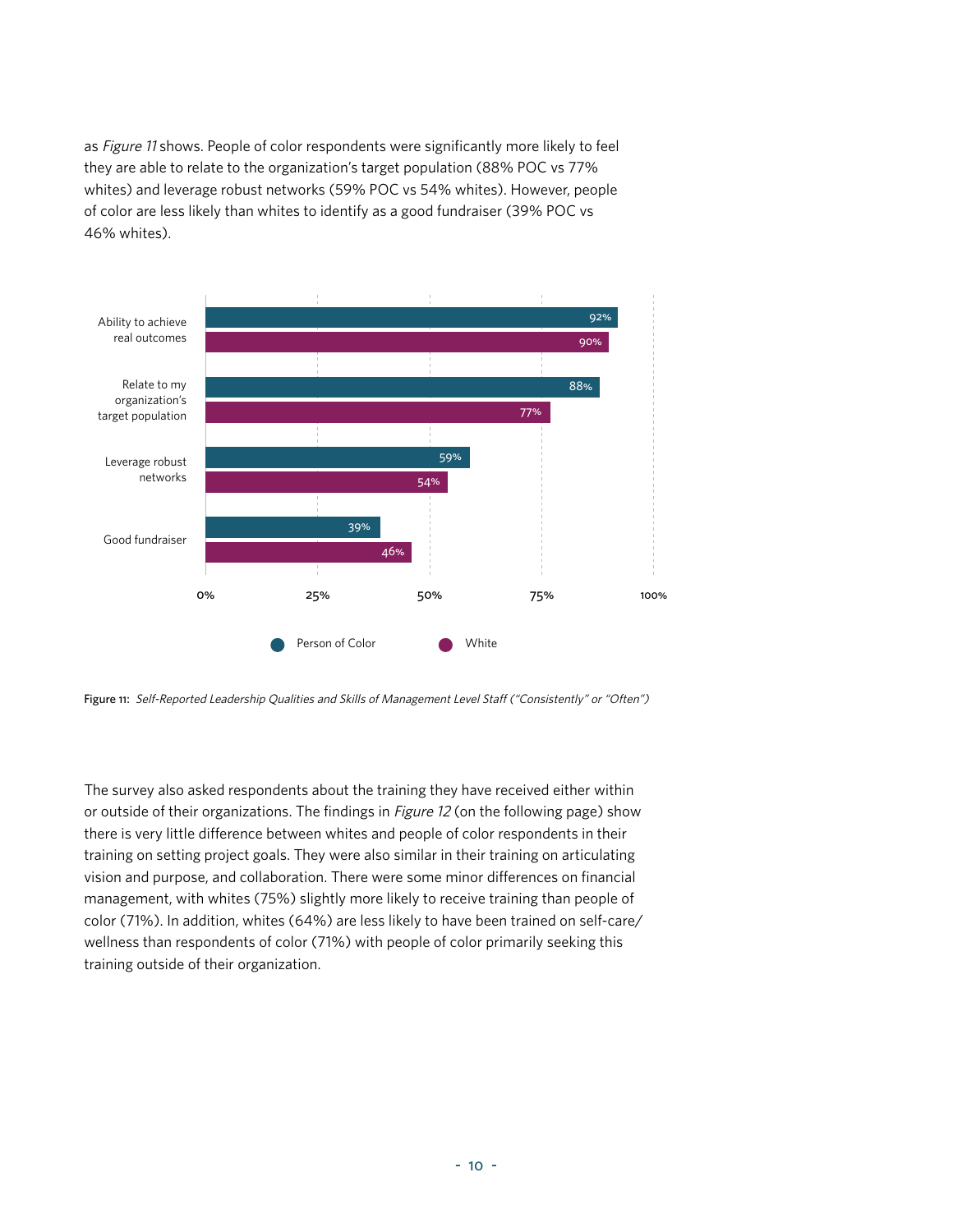as *Figure 11* shows. People of color respondents were significantly more likely to feel they are able to relate to the organization's target population (88% POC vs 77% whites) and leverage robust networks (59% POC vs 54% whites). However, people of color are less likely than whites to identify as a good fundraiser (39% POC vs 46% whites).

| | Person of Color | White |
|---|---|---|
| Ability to achieve real outcomes | 92% | 90% |
| Relate to my organization's target population | 88% | 77% |
| Leverage robust networks | 59% | 54% |
| Good fundraiser | 39% | 46% |

**Figure 11:** *Self-Reported Leadership Qualities and Skills of Management Level Staff ("Consistently" or "Often")*

The survey also asked respondents about the training they have received either within or outside of their organizations. The findings in *Figure 12* (on the following page) show there is very little difference between whites and people of color respondents in their training on setting project goals. They were also similar in their training on articulating vision and purpose, and collaboration. There were some minor differences on financial management, with whites (75%) slightly more likely to receive training than people of color (71%). In addition, whites (64%) are less likely to have been trained on self-care/wellness than respondents of color (71%) with people of color primarily seeking this training outside of their organization.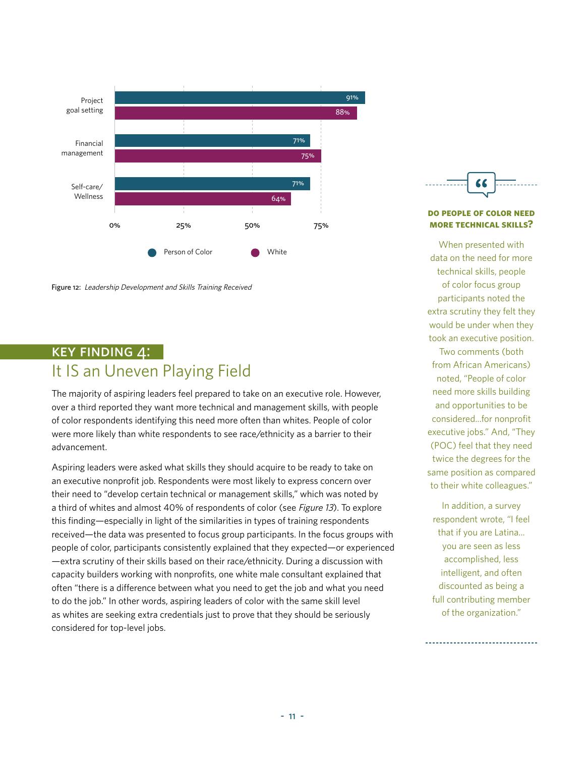| | Person of Color | White |
|---|---|---|
| Project goal setting | 91% | 88% |
| Financial management | 71% | 75% |
| Self-care/ Wellness | 71% | 64% |

Figure 12: *Leadership Development and Skills Training Received*

## KEY FINDING 4:

## It IS an Uneven Playing Field

The majority of aspiring leaders feel prepared to take on an executive role. However, over a third reported they want more technical and management skills, with people of color respondents identifying this need more often than whites. People of color were more likely than white respondents to see race/ethnicity as a barrier to their advancement.

Aspiring leaders were asked what skills they should acquire to be ready to take on an executive nonprofit job. Respondents were most likely to express concern over their need to "develop certain technical or management skills," which was noted by a third of whites and almost 40% of respondents of color (see *Figure 13*). To explore this finding—especially in light of the similarities in types of training respondents received—the data was presented to focus group participants. In the focus groups with people of color, participants consistently explained that they expected—or experienced—extra scrutiny of their skills based on their race/ethnicity. During a discussion with capacity builders working with nonprofits, one white male consultant explained that often "there is a difference between what you need to get the job and what you need to do the job." In other words, aspiring leaders of color with the same skill level as whites are seeking extra credentials just to prove that they should be seriously considered for top-level jobs.

**DO PEOPLE OF COLOR NEED MORE TECHNICAL SKILLS?**

When presented with data on the need for more technical skills, people of color focus group participants noted the extra scrutiny they felt they would be under when they took an executive position. Two comments (both from African Americans) noted, "People of color need more skills building and opportunities to be considered...for nonprofit executive jobs." And, "They (POC) feel that they need twice the degrees for the same position as compared to their white colleagues."

In addition, a survey respondent wrote, "I feel that if you are Latina... you are seen as less accomplished, less intelligent, and often discounted as being a full contributing member of the organization."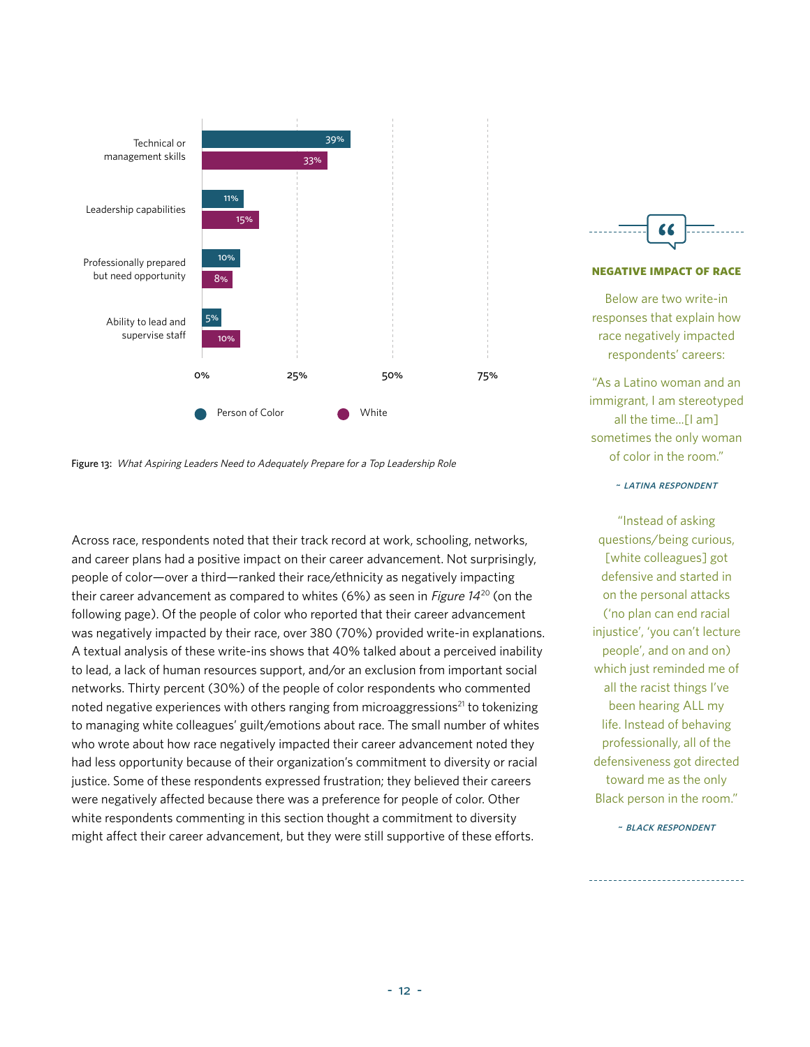| | Person of Color | White |
|---|---|---|
| Technical or management skills | 39% | 33% |
| Leadership capabilities | 11% | 15% |
| Professionally prepared but need opportunity | 10% | 8% |
| Ability to lead and supervise staff | 5% | 10% |

Figure 13: *What Aspiring Leaders Need to Adequately Prepare for a Top Leadership Role*

Across race, respondents noted that their track record at work, schooling, networks, and career plans had a positive impact on their career advancement. Not surprisingly, people of color—over a third—ranked their race/ethnicity as negatively impacting their career advancement as compared to whites (6%) as seen in *Figure 14*[20] (on the following page). Of the people of color who reported that their career advancement was negatively impacted by their race, over 380 (70%) provided write-in explanations. A textual analysis of these write-ins shows that 40% talked about a perceived inability to lead, a lack of human resources support, and/or an exclusion from important social networks. Thirty percent (30%) of the people of color respondents who commented noted negative experiences with others ranging from microaggressions[21] to tokenizing to managing white colleagues' guilt/emotions about race. The small number of whites who wrote about how race negatively impacted their career advancement noted they had less opportunity because of their organization's commitment to diversity or racial justice. Some of these respondents expressed frustration; they believed their careers were negatively affected because there was a preference for people of color. Other white respondents commenting in this section thought a commitment to diversity might affect their career advancement, but they were still supportive of these efforts.

**NEGATIVE IMPACT OF RACE**

Below are two write-in responses that explain how race negatively impacted respondents' careers:

"As a Latino woman and an immigrant, I am stereotyped all the time...[I am] sometimes the only woman of color in the room."

*~ LATINA RESPONDENT*

"Instead of asking questions/being curious, [white colleagues] got defensive and started in on the personal attacks ('no plan can end racial injustice', 'you can't lecture people', and on and on) which just reminded me of all the racist things I've been hearing ALL my life. Instead of behaving professionally, all of the defensiveness got directed toward me as the only Black person in the room."

*~ BLACK RESPONDENT*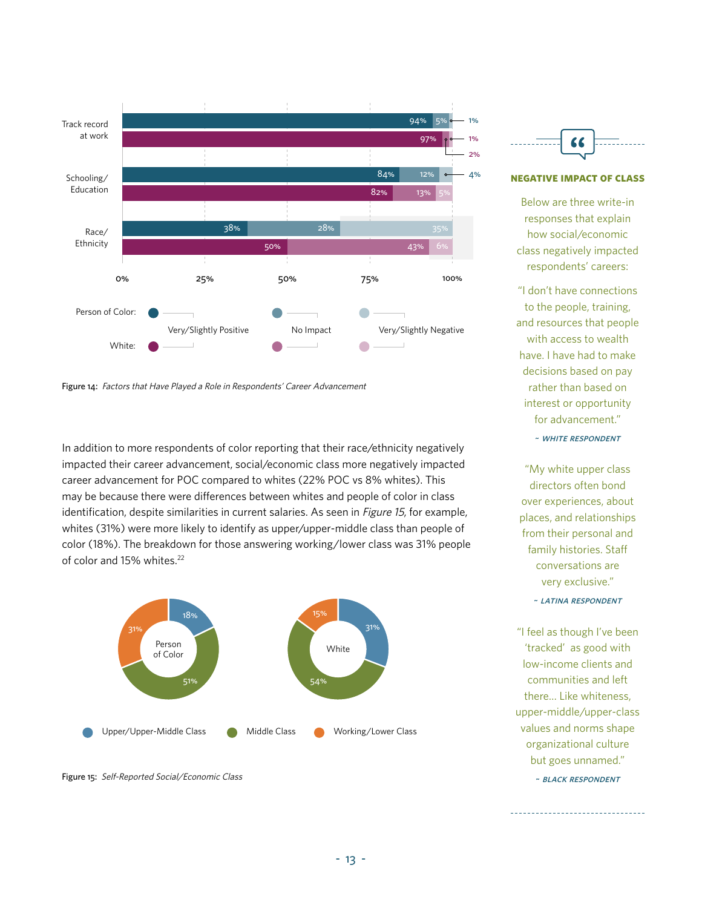| Factor | Group | Very/Slightly Positive | No Impact | Very/Slightly Negative |
|---|---|---|---|---|
| Track record at work | Person of Color | 94% | 5% | 1% |
| Track record at work | White | 97% | 1% | 2% |
| Schooling/Education | Person of Color | 84% | 12% | 4% |
| Schooling/Education | White | 82% | 13% | 5% |
| Race/Ethnicity | Person of Color | 38% | 28% | 35% |
| Race/Ethnicity | White | 50% | 43% | 6% |

Figure 14: *Factors that Have Played a Role in Respondents' Career Advancement*

In addition to more respondents of color reporting that their race/ethnicity negatively impacted their career advancement, social/economic class more negatively impacted career advancement for POC compared to whites (22% POC vs 8% whites). This may be because there were differences between whites and people of color in class identification, despite similarities in current salaries. As seen in *Figure 15*, for example, whites (31%) were more likely to identify as upper/upper-middle class than people of color (18%). The breakdown for those answering working/lower class was 31% people of color and 15% whites.[22]

| Group | Upper/Upper-Middle Class | Middle Class | Working/Lower Class |
|---|---|---|---|
| Person of Color | 18% | 51% | 31% |
| White | 31% | 54% | 15% |

Figure 15: *Self-Reported Social/Economic Class*

## NEGATIVE IMPACT OF CLASS

Below are three write-in responses that explain how social/economic class negatively impacted respondents' careers:

"I don't have connections to the people, training, and resources that people with access to wealth have. I have had to make decisions based on pay rather than based on interest or opportunity for advancement."

*~ WHITE RESPONDENT*

"My white upper class directors often bond over experiences, about places, and relationships from their personal and family histories. Staff conversations are very exclusive."

*~ LATINA RESPONDENT*

"I feel as though I've been 'tracked' as good with low-income clients and communities and left there... Like whiteness, upper-middle/upper-class values and norms shape organizational culture but goes unnamed."

*~ BLACK RESPONDENT*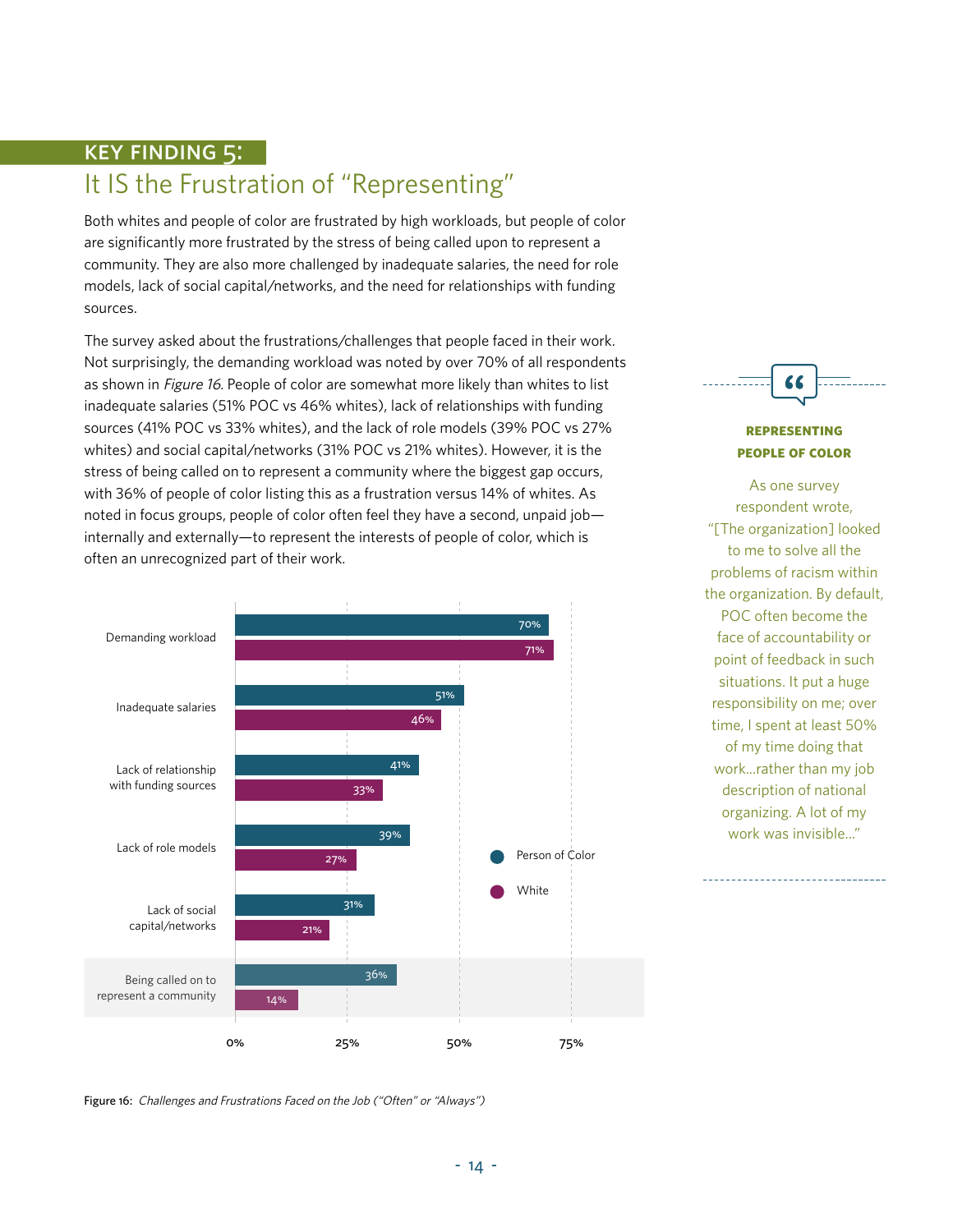## KEY FINDING 5:

# It IS the Frustration of "Representing"

Both whites and people of color are frustrated by high workloads, but people of color are significantly more frustrated by the stress of being called upon to represent a community. They are also more challenged by inadequate salaries, the need for role models, lack of social capital/networks, and the need for relationships with funding sources.

The survey asked about the frustrations/challenges that people faced in their work. Not surprisingly, the demanding workload was noted by over 70% of all respondents as shown in *Figure 16*. People of color are somewhat more likely than whites to list inadequate salaries (51% POC vs 46% whites), lack of relationships with funding sources (41% POC vs 33% whites), and the lack of role models (39% POC vs 27% whites) and social capital/networks (31% POC vs 21% whites). However, it is the stress of being called on to represent a community where the biggest gap occurs, with 36% of people of color listing this as a frustration versus 14% of whites. As noted in focus groups, people of color often feel they have a second, unpaid job—internally and externally—to represent the interests of people of color, which is often an unrecognized part of their work.

| | Person of Color | White |
|---|---|---|
| Demanding workload | 70% | 71% |
| Inadequate salaries | 51% | 46% |
| Lack of relationship with funding sources | 41% | 33% |
| Lack of role models | 39% | 27% |
| Lack of social capital/networks | 31% | 21% |
| Being called on to represent a community | 36% | 14% |

Figure 16: *Challenges and Frustrations Faced on the Job ("Often" or "Always")*

**REPRESENTING PEOPLE OF COLOR**

As one survey respondent wrote, "[The organization] looked to me to solve all the problems of racism within the organization. By default, POC often become the face of accountability or point of feedback in such situations. It put a huge responsibility on me; over time, I spent at least 50% of my time doing that work...rather than my job description of national organizing. A lot of my work was invisible..."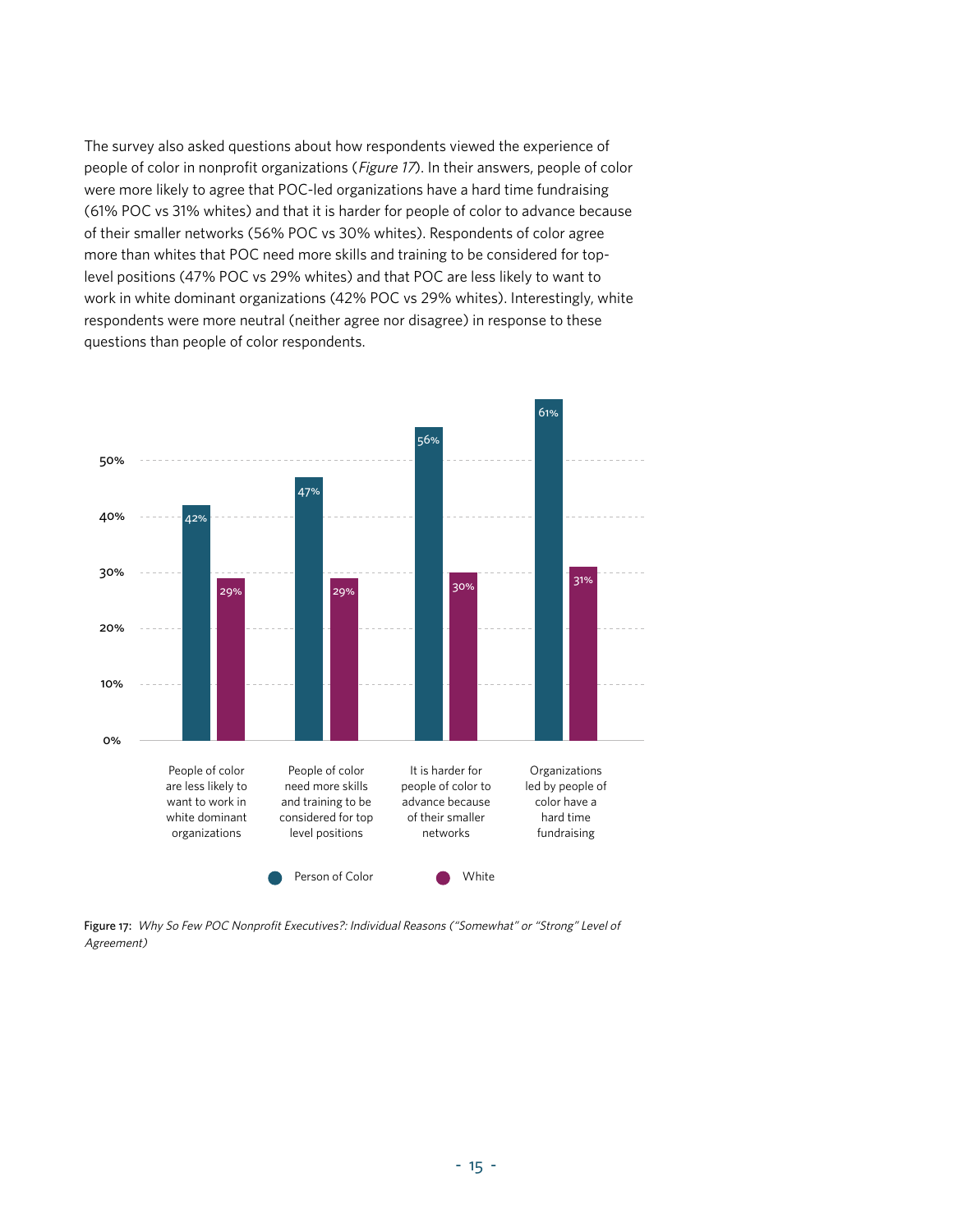The survey also asked questions about how respondents viewed the experience of people of color in nonprofit organizations (*Figure 17*). In their answers, people of color were more likely to agree that POC-led organizations have a hard time fundraising (61% POC vs 31% whites) and that it is harder for people of color to advance because of their smaller networks (56% POC vs 30% whites). Respondents of color agree more than whites that POC need more skills and training to be considered for top-level positions (47% POC vs 29% whites) and that POC are less likely to want to work in white dominant organizations (42% POC vs 29% whites). Interestingly, white respondents were more neutral (neither agree nor disagree) in response to these questions than people of color respondents.

| | Person of Color | White |
| --- | --- | --- |
| People of color are less likely to want to work in white dominant organizations | 42% | 29% |
| People of color need more skills and training to be considered for top level positions | 47% | 29% |
| It is harder for people of color to advance because of their smaller networks | 56% | 30% |
| Organizations led by people of color have a hard time fundraising | 61% | 31% |

Figure 17: *Why So Few POC Nonprofit Executives?: Individual Reasons ("Somewhat" or "Strong" Level of Agreement)*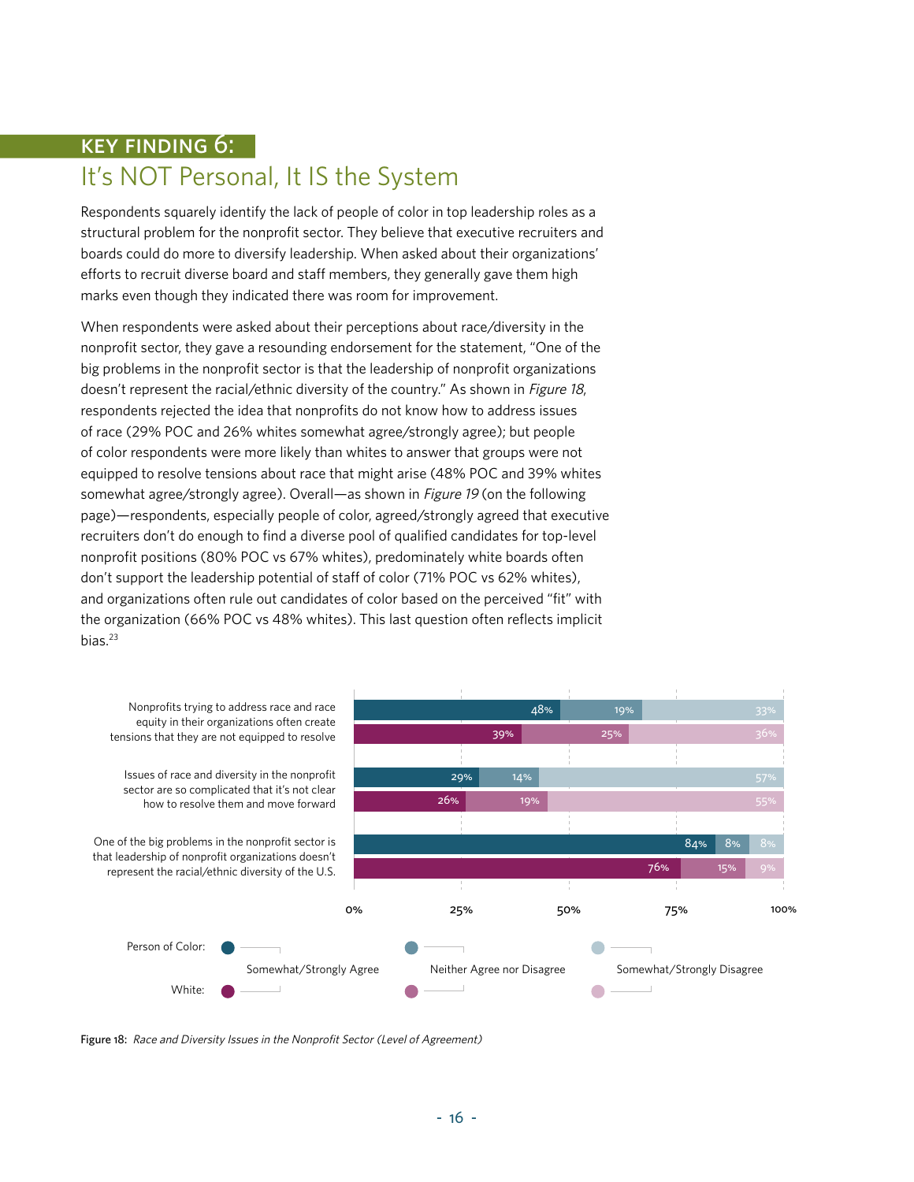## KEY FINDING 6:

# It's NOT Personal, It IS the System

Respondents squarely identify the lack of people of color in top leadership roles as a structural problem for the nonprofit sector. They believe that executive recruiters and boards could do more to diversify leadership. When asked about their organizations' efforts to recruit diverse board and staff members, they generally gave them high marks even though they indicated there was room for improvement.

When respondents were asked about their perceptions about race/diversity in the nonprofit sector, they gave a resounding endorsement for the statement, "One of the big problems in the nonprofit sector is that the leadership of nonprofit organizations doesn't represent the racial/ethnic diversity of the country." As shown in *Figure 18*, respondents rejected the idea that nonprofits do not know how to address issues of race (29% POC and 26% whites somewhat agree/strongly agree); but people of color respondents were more likely than whites to answer that groups were not equipped to resolve tensions about race that might arise (48% POC and 39% whites somewhat agree/strongly agree). Overall—as shown in *Figure 19* (on the following page)—respondents, especially people of color, agreed/strongly agreed that executive recruiters don't do enough to find a diverse pool of qualified candidates for top-level nonprofit positions (80% POC vs 67% whites), predominately white boards often don't support the leadership potential of staff of color (71% POC vs 62% whites), and organizations often rule out candidates of color based on the perceived "fit" with the organization (66% POC vs 48% whites). This last question often reflects implicit bias.[23]

| Statement | Group | Somewhat/Strongly Agree | Neither Agree nor Disagree | Somewhat/Strongly Disagree |
|---|---|---|---|---|
| Nonprofits trying to address race and race equity in their organizations often create tensions that they are not equipped to resolve | Person of Color | 48% | 19% | 33% |
| | White | 39% | 25% | 36% |
| Issues of race and diversity in the nonprofit sector are so complicated that it's not clear how to resolve them and move forward | Person of Color | 29% | 14% | 57% |
| | White | 26% | 19% | 55% |
| One of the big problems in the nonprofit sector is that leadership of nonprofit organizations doesn't represent the racial/ethnic diversity of the U.S. | Person of Color | 84% | 8% | 8% |
| | White | 76% | 15% | 9% |

Figure 18: *Race and Diversity Issues in the Nonprofit Sector (Level of Agreement)*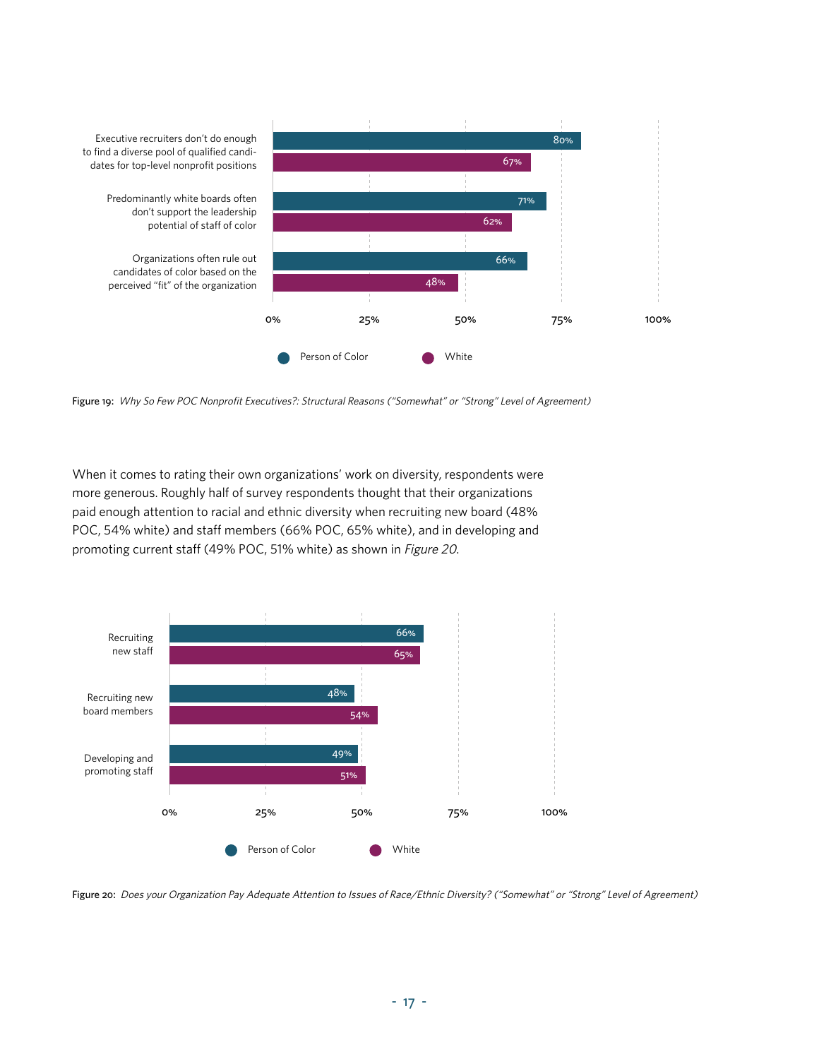| | Person of Color | White |
|---|---|---|
| Executive recruiters don't do enough to find a diverse pool of qualified candidates for top-level nonprofit positions | 80% | 67% |
| Predominantly white boards often don't support the leadership potential of staff of color | 71% | 62% |
| Organizations often rule out candidates of color based on the perceived "fit" of the organization | 66% | 48% |

Figure 19: *Why So Few POC Nonprofit Executives?: Structural Reasons ("Somewhat" or "Strong" Level of Agreement)*

When it comes to rating their own organizations' work on diversity, respondents were more generous. Roughly half of survey respondents thought that their organizations paid enough attention to racial and ethnic diversity when recruiting new board (48% POC, 54% white) and staff members (66% POC, 65% white), and in developing and promoting current staff (49% POC, 51% white) as shown in *Figure 20*.

| | Person of Color | White |
|---|---|---|
| Recruiting new staff | 66% | 65% |
| Recruiting new board members | 48% | 54% |
| Developing and promoting staff | 49% | 51% |

Figure 20: *Does your Organization Pay Adequate Attention to Issues of Race/Ethnic Diversity? ("Somewhat" or "Strong" Level of Agreement)*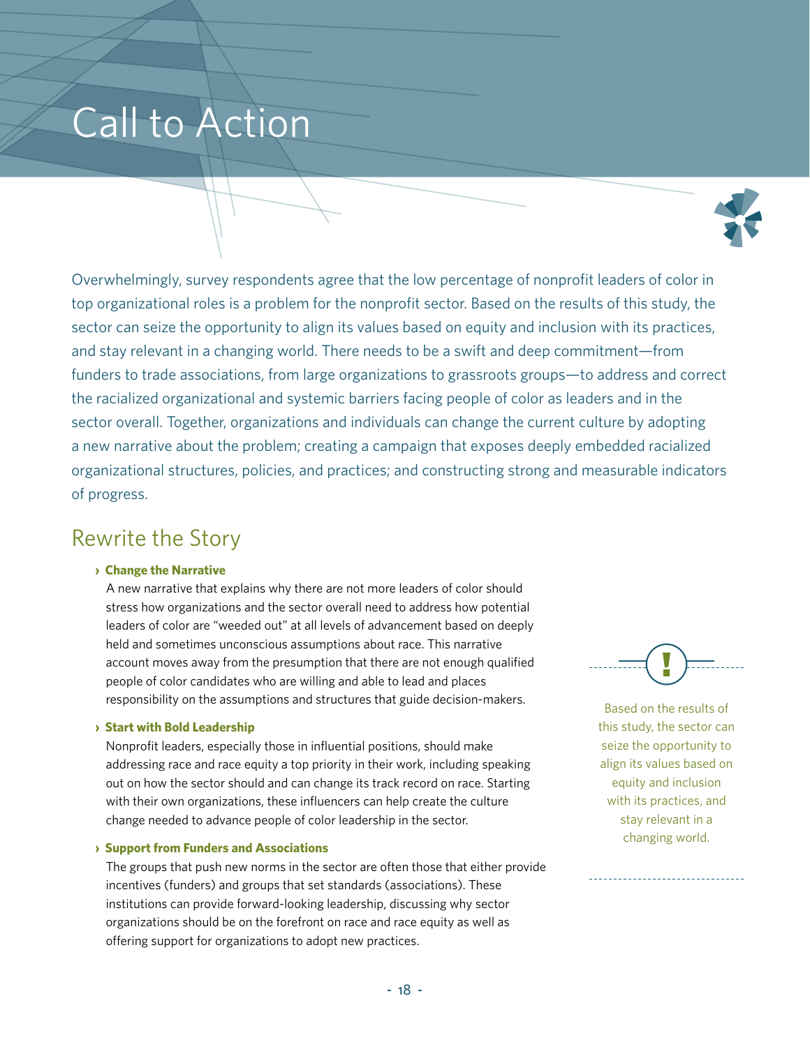# Call to Action

Overwhelmingly, survey respondents agree that the low percentage of nonprofit leaders of color in top organizational roles is a problem for the nonprofit sector. Based on the results of this study, the sector can seize the opportunity to align its values based on equity and inclusion with its practices, and stay relevant in a changing world. There needs to be a swift and deep commitment—from funders to trade associations, from large organizations to grassroots groups—to address and correct the racialized organizational and systemic barriers facing people of color as leaders and in the sector overall. Together, organizations and individuals can change the current culture by adopting a new narrative about the problem; creating a campaign that exposes deeply embedded racialized organizational structures, policies, and practices; and constructing strong and measurable indicators of progress.

## Rewrite the Story

› **Change the Narrative**

A new narrative that explains why there are not more leaders of color should stress how organizations and the sector overall need to address how potential leaders of color are "weeded out" at all levels of advancement based on deeply held and sometimes unconscious assumptions about race. This narrative account moves away from the presumption that there are not enough qualified people of color candidates who are willing and able to lead and places responsibility on the assumptions and structures that guide decision-makers.

› **Start with Bold Leadership**

Nonprofit leaders, especially those in influential positions, should make addressing race and race equity a top priority in their work, including speaking out on how the sector should and can change its track record on race. Starting with their own organizations, these influencers can help create the culture change needed to advance people of color leadership in the sector.

› **Support from Funders and Associations**

The groups that push new norms in the sector are often those that either provide incentives (funders) and groups that set standards (associations). These institutions can provide forward-looking leadership, discussing why sector organizations should be on the forefront on race and race equity as well as offering support for organizations to adopt new practices.

Based on the results of this study, the sector can seize the opportunity to align its values based on equity and inclusion with its practices, and stay relevant in a changing world.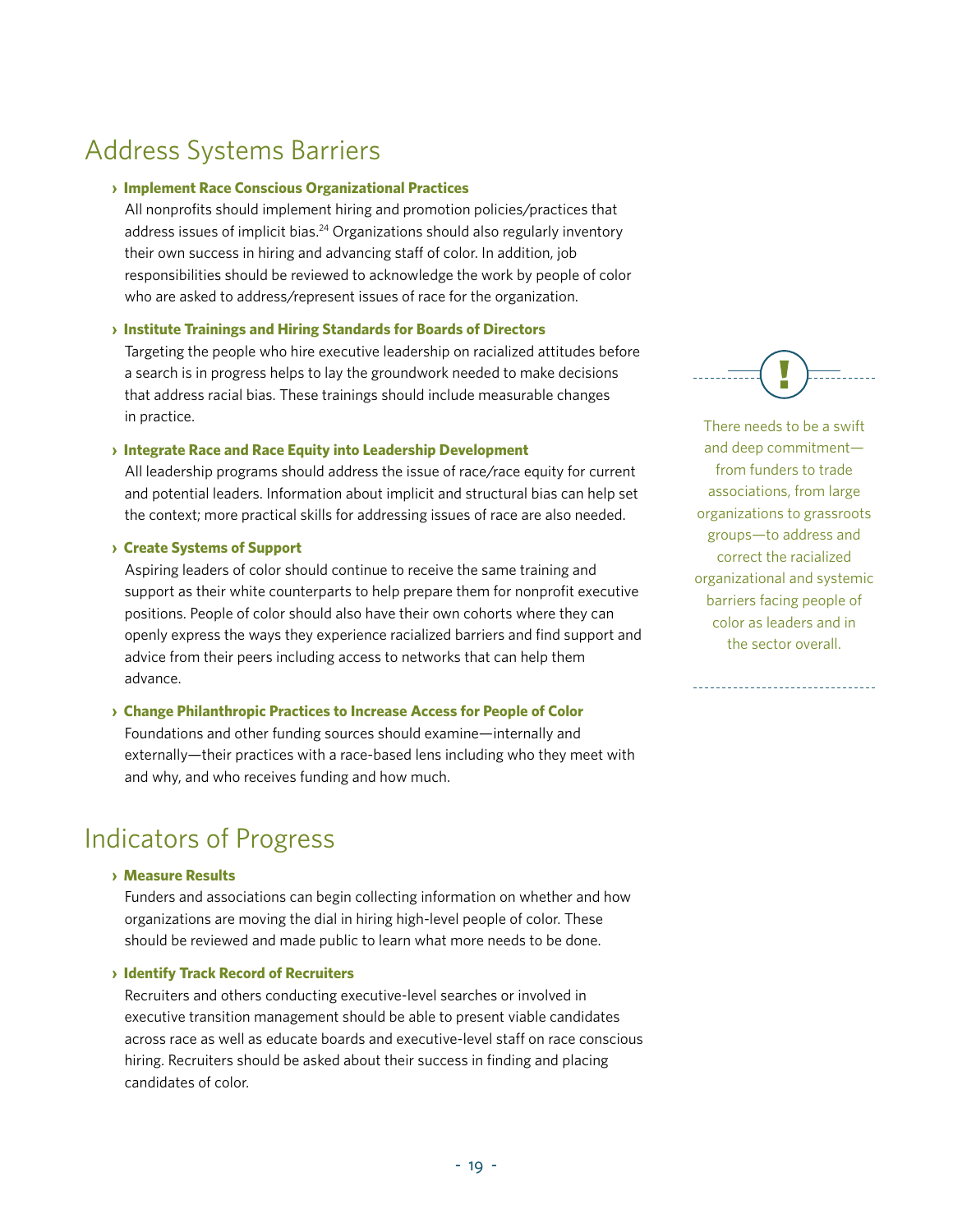## Address Systems Barriers

› **Implement Race Conscious Organizational Practices**

All nonprofits should implement hiring and promotion policies/practices that address issues of implicit bias.[24] Organizations should also regularly inventory their own success in hiring and advancing staff of color. In addition, job responsibilities should be reviewed to acknowledge the work by people of color who are asked to address/represent issues of race for the organization.

› **Institute Trainings and Hiring Standards for Boards of Directors**

Targeting the people who hire executive leadership on racialized attitudes before a search is in progress helps to lay the groundwork needed to make decisions that address racial bias. These trainings should include measurable changes in practice.

› **Integrate Race and Race Equity into Leadership Development**

All leadership programs should address the issue of race/race equity for current and potential leaders. Information about implicit and structural bias can help set the context; more practical skills for addressing issues of race are also needed.

› **Create Systems of Support**

Aspiring leaders of color should continue to receive the same training and support as their white counterparts to help prepare them for nonprofit executive positions. People of color should also have their own cohorts where they can openly express the ways they experience racialized barriers and find support and advice from their peers including access to networks that can help them advance.

› **Change Philanthropic Practices to Increase Access for People of Color**

Foundations and other funding sources should examine—internally and externally—their practices with a race-based lens including who they meet with and why, and who receives funding and how much.

> There needs to be a swift and deep commitment—from funders to trade associations, from large organizations to grassroots groups—to address and correct the racialized organizational and systemic barriers facing people of color as leaders and in the sector overall.

## Indicators of Progress

› **Measure Results**

Funders and associations can begin collecting information on whether and how organizations are moving the dial in hiring high-level people of color. These should be reviewed and made public to learn what more needs to be done.

› **Identify Track Record of Recruiters**

Recruiters and others conducting executive-level searches or involved in executive transition management should be able to present viable candidates across race as well as educate boards and executive-level staff on race conscious hiring. Recruiters should be asked about their success in finding and placing candidates of color.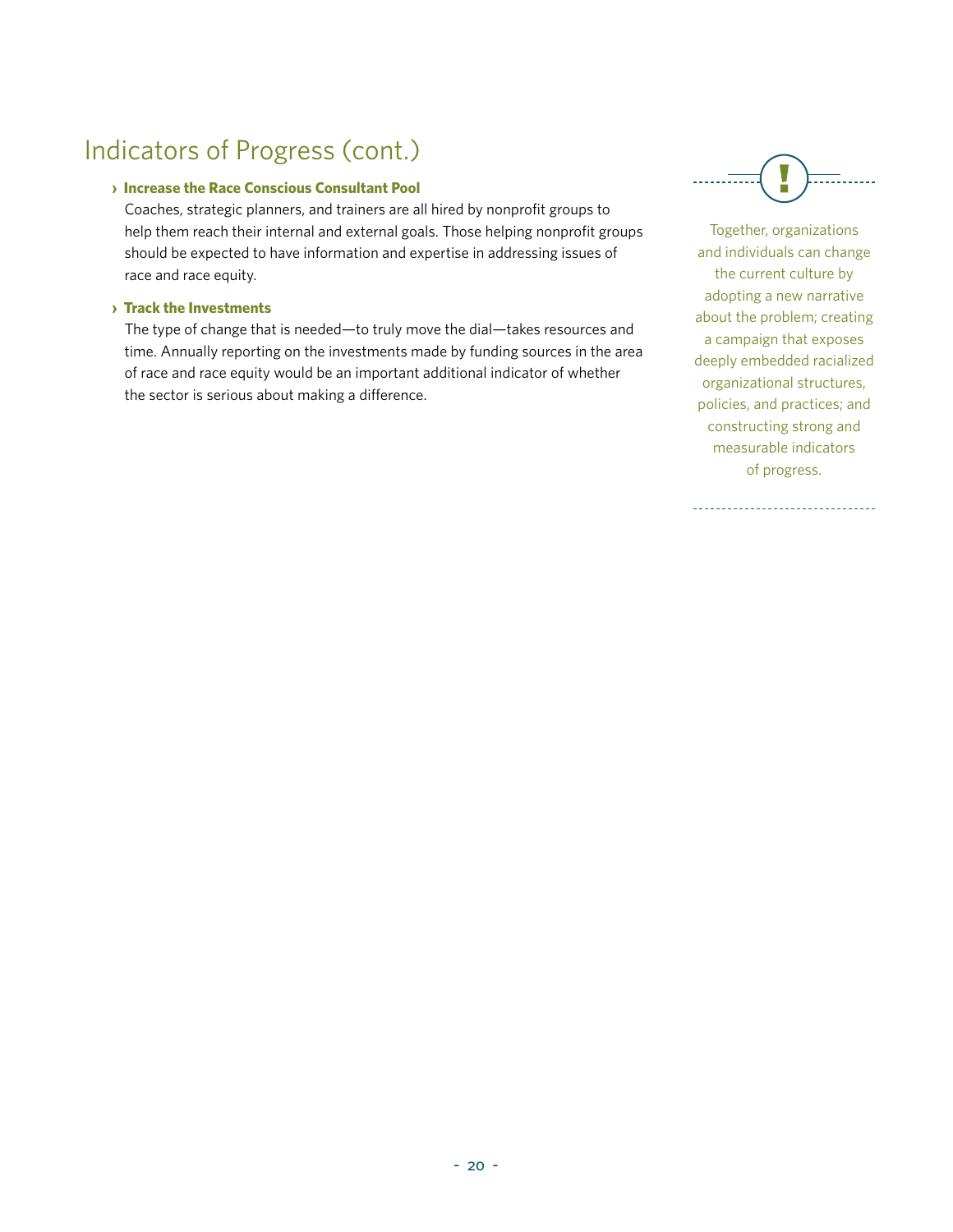## Indicators of Progress (cont.)

› **Increase the Race Conscious Consultant Pool**

Coaches, strategic planners, and trainers are all hired by nonprofit groups to help them reach their internal and external goals. Those helping nonprofit groups should be expected to have information and expertise in addressing issues of race and race equity.

› **Track the Investments**

The type of change that is needed—to truly move the dial—takes resources and time. Annually reporting on the investments made by funding sources in the area of race and race equity would be an important additional indicator of whether the sector is serious about making a difference.

Together, organizations and individuals can change the current culture by adopting a new narrative about the problem; creating a campaign that exposes deeply embedded racialized organizational structures, policies, and practices; and constructing strong and measurable indicators of progress.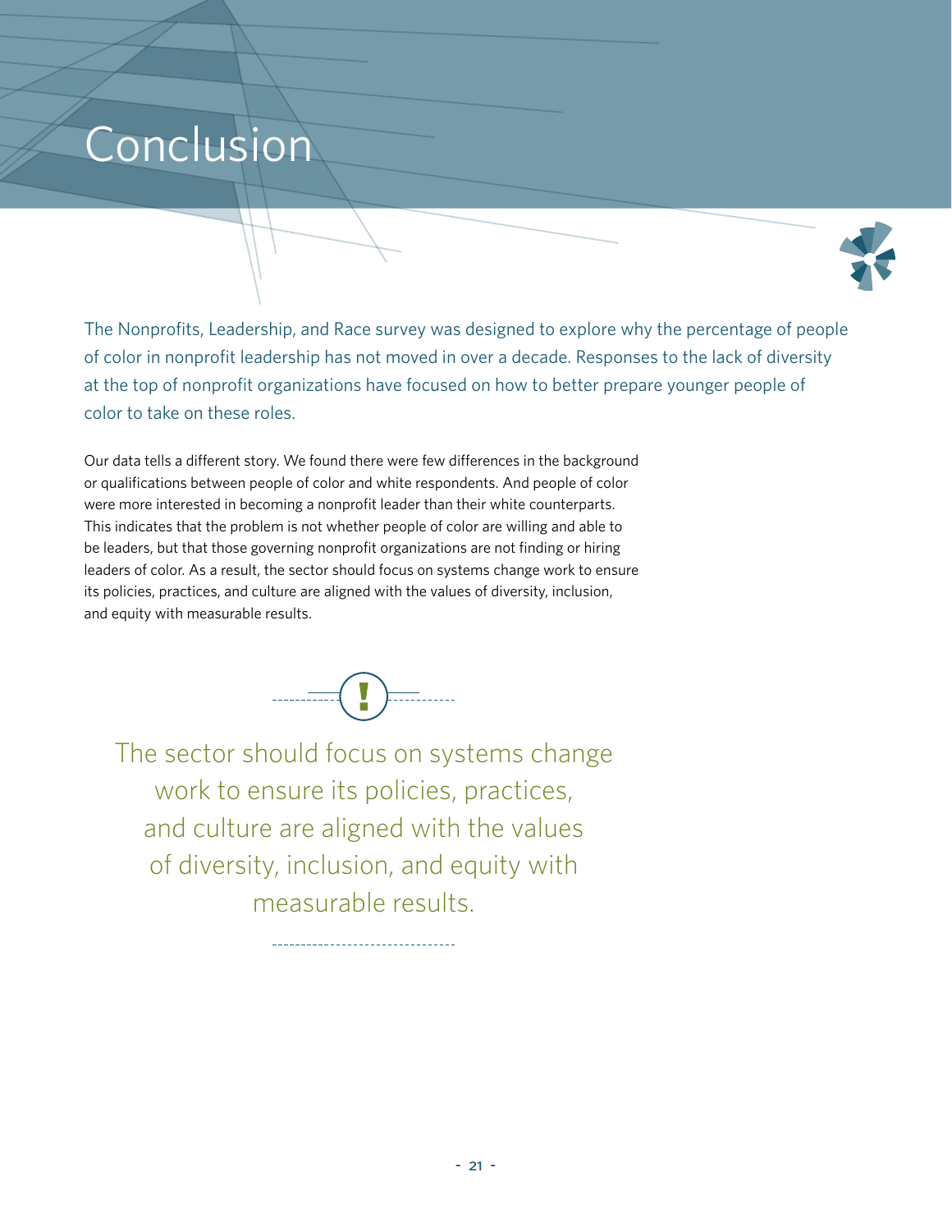# Conclusion

The Nonprofits, Leadership, and Race survey was designed to explore why the percentage of people of color in nonprofit leadership has not moved in over a decade. Responses to the lack of diversity at the top of nonprofit organizations have focused on how to better prepare younger people of color to take on these roles.

Our data tells a different story. We found there were few differences in the background or qualifications between people of color and white respondents. And people of color were more interested in becoming a nonprofit leader than their white counterparts. This indicates that the problem is not whether people of color are willing and able to be leaders, but that those governing nonprofit organizations are not finding or hiring leaders of color. As a result, the sector should focus on systems change work to ensure its policies, practices, and culture are aligned with the values of diversity, inclusion, and equity with measurable results.

> The sector should focus on systems change work to ensure its policies, practices, and culture are aligned with the values of diversity, inclusion, and equity with measurable results.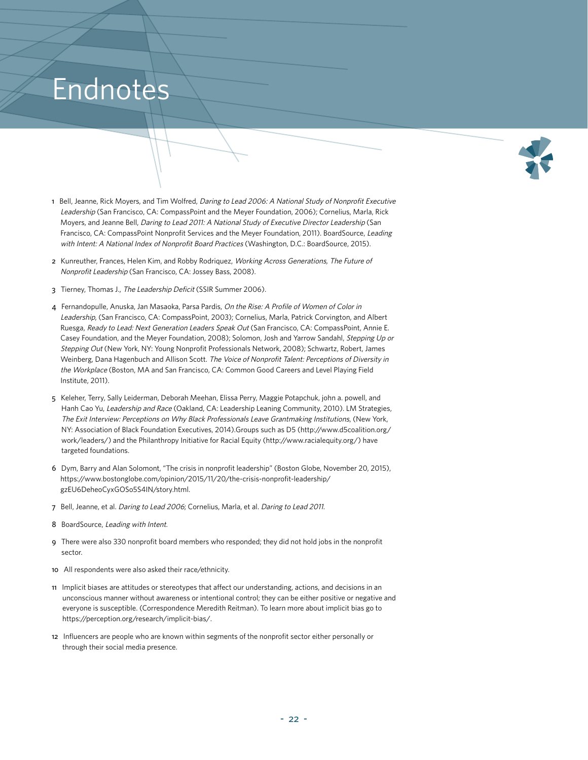# Endnotes

1. Bell, Jeanne, Rick Moyers, and Tim Wolfred, *Daring to Lead 2006: A National Study of Nonprofit Executive Leadership* (San Francisco, CA: CompassPoint and the Meyer Foundation, 2006); Cornelius, Marla, Rick Moyers, and Jeanne Bell, *Daring to Lead 2011: A National Study of Executive Director Leadership* (San Francisco, CA: CompassPoint Nonprofit Services and the Meyer Foundation, 2011). BoardSource, *Leading with Intent: A National Index of Nonprofit Board Practices* (Washington, D.C.: BoardSource, 2015).

2. Kunreuther, Frances, Helen Kim, and Robby Rodriquez, *Working Across Generations, The Future of Nonprofit Leadership* (San Francisco, CA: Jossey Bass, 2008).

3. Tierney, Thomas J., *The Leadership Deficit* (SSIR Summer 2006).

4. Fernandopulle, Anuska, Jan Masaoka, Parsa Pardis, *On the Rise: A Profile of Women of Color in Leadership*, (San Francisco, CA: CompassPoint, 2003); Cornelius, Marla, Patrick Corvington, and Albert Ruesga, *Ready to Lead: Next Generation Leaders Speak Out* (San Francisco, CA: CompassPoint, Annie E. Casey Foundation, and the Meyer Foundation, 2008); Solomon, Josh and Yarrow Sandahl, *Stepping Up or Stepping Out* (New York, NY: Young Nonprofit Professionals Network, 2008); Schwartz, Robert, James Weinberg, Dana Hagenbuch and Allison Scott. *The Voice of Nonprofit Talent: Perceptions of Diversity in the Workplace* (Boston, MA and San Francisco, CA: Common Good Careers and Level Playing Field Institute, 2011).

5. Keleher, Terry, Sally Leiderman, Deborah Meehan, Elissa Perry, Maggie Potapchuk, john a. powell, and Hanh Cao Yu, *Leadership and Race* (Oakland, CA: Leadership Leaning Community, 2010). LM Strategies, *The Exit Interview: Perceptions on Why Black Professionals Leave Grantmaking Institutions*, (New York, NY: Association of Black Foundation Executives, 2014).Groups such as D5 (http://www.d5coalition.org/work/leaders/) and the Philanthropy Initiative for Racial Equity (http://www.racialequity.org/) have targeted foundations.

6. Dym, Barry and Alan Solomont, "The crisis in nonprofit leadership" (Boston Globe, November 20, 2015), https://www.bostonglobe.com/opinion/2015/11/20/the-crisis-nonprofit-leadership/gzEU6DeheoCyxGOSo5S4IN/story.html.

7. Bell, Jeanne, et al. *Daring to Lead 2006*; Cornelius, Marla, et al. *Daring to Lead 2011*.

8. BoardSource, *Leading with Intent*.

9. There were also 330 nonprofit board members who responded; they did not hold jobs in the nonprofit sector.

10. All respondents were also asked their race/ethnicity.

11. Implicit biases are attitudes or stereotypes that affect our understanding, actions, and decisions in an unconscious manner without awareness or intentional control; they can be either positive or negative and everyone is susceptible. (Correspondence Meredith Reitman). To learn more about implicit bias go to https://perception.org/research/implicit-bias/.

12. Influencers are people who are known within segments of the nonprofit sector either personally or through their social media presence.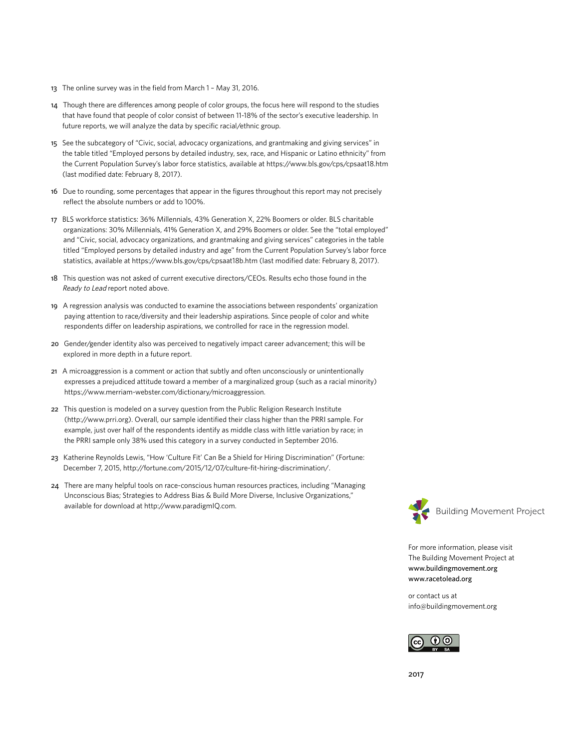13 The online survey was in the field from March 1 – May 31, 2016.

14 Though there are differences among people of color groups, the focus here will respond to the studies that have found that people of color consist of between 11-18% of the sector's executive leadership. In future reports, we will analyze the data by specific racial/ethnic group.

15 See the subcategory of "Civic, social, advocacy organizations, and grantmaking and giving services" in the table titled "Employed persons by detailed industry, sex, race, and Hispanic or Latino ethnicity" from the Current Population Survey's labor force statistics, available at https://www.bls.gov/cps/cpsaat18.htm (last modified date: February 8, 2017).

16 Due to rounding, some percentages that appear in the figures throughout this report may not precisely reflect the absolute numbers or add to 100%.

17 BLS workforce statistics: 36% Millennials, 43% Generation X, 22% Boomers or older. BLS charitable organizations: 30% Millennials, 41% Generation X, and 29% Boomers or older. See the "total employed" and "Civic, social, advocacy organizations, and grantmaking and giving services" categories in the table titled "Employed persons by detailed industry and age" from the Current Population Survey's labor force statistics, available at https://www.bls.gov/cps/cpsaat18b.htm (last modified date: February 8, 2017).

18 This question was not asked of current executive directors/CEOs. Results echo those found in the *Ready to Lead* report noted above.

19 A regression analysis was conducted to examine the associations between respondents' organization paying attention to race/diversity and their leadership aspirations. Since people of color and white respondents differ on leadership aspirations, we controlled for race in the regression model.

20 Gender/gender identity also was perceived to negatively impact career advancement; this will be explored in more depth in a future report.

21 A microaggression is a comment or action that subtly and often unconsciously or unintentionally expresses a prejudiced attitude toward a member of a marginalized group (such as a racial minority) https://www.merriam-webster.com/dictionary/microaggression.

22 This question is modeled on a survey question from the Public Religion Research Institute (http://www.prri.org). Overall, our sample identified their class higher than the PRRI sample. For example, just over half of the respondents identify as middle class with little variation by race; in the PRRI sample only 38% used this category in a survey conducted in September 2016.

23 Katherine Reynolds Lewis, "How 'Culture Fit' Can Be a Shield for Hiring Discrimination" (Fortune: December 7, 2015, http://fortune.com/2015/12/07/culture-fit-hiring-discrimination/.

24 There are many helpful tools on race-conscious human resources practices, including "Managing Unconscious Bias; Strategies to Address Bias & Build More Diverse, Inclusive Organizations," available for download at http://www.paradigmIQ.com.

Building Movement Project

For more information, please visit
The Building Movement Project at
www.buildingmovement.org
www.racetolead.org

or contact us at
info@buildingmovement.org

2017